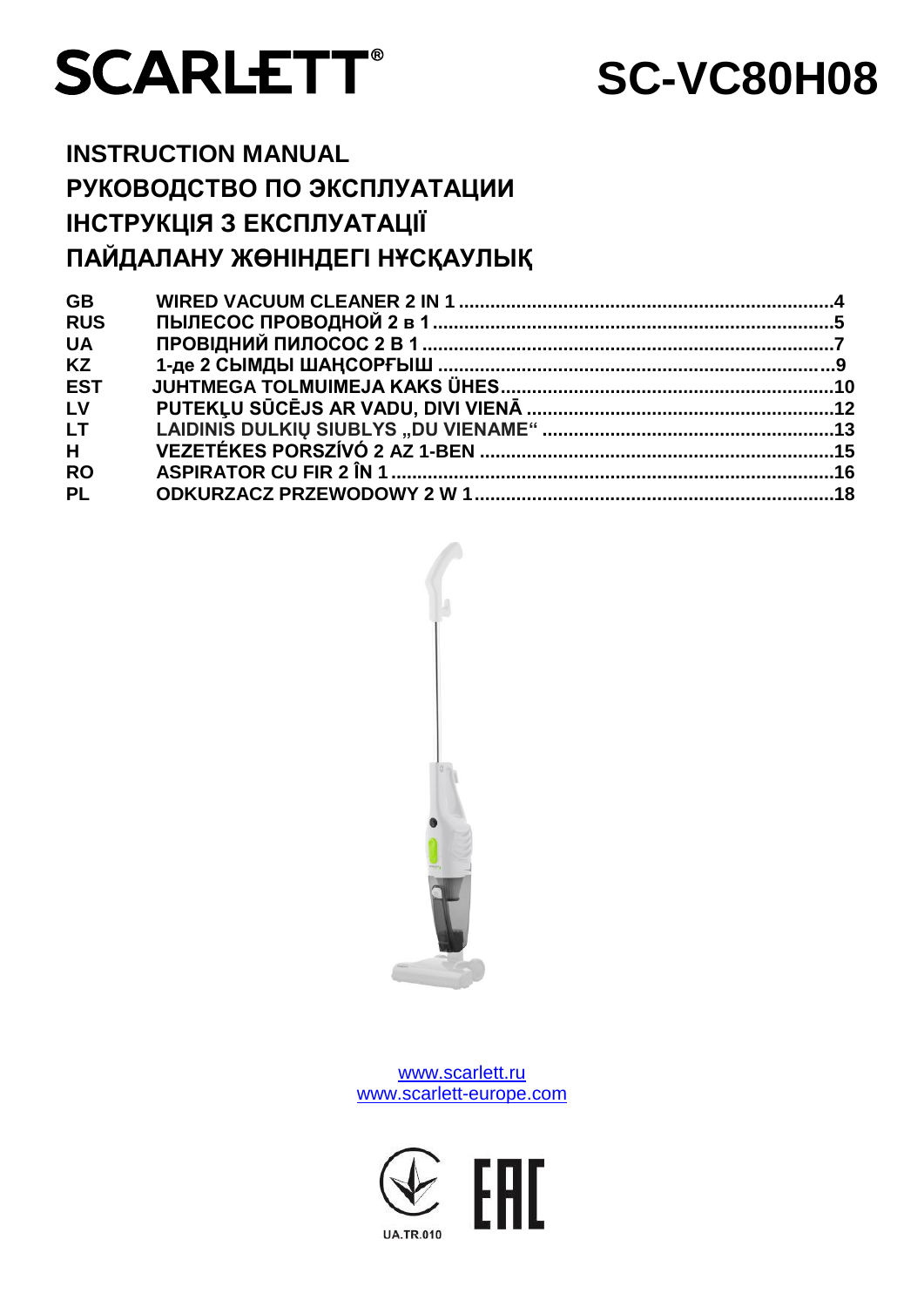# SCARLETT®

# SC-VC80H08

## INSTRUCTION MANUAL
## РУКОВОДСТВО ПО ЭКСПЛУАТАЦИИ
## ІНСТРУКЦІЯ З ЕКСПЛУАТАЦІЇ
## ПАЙДАЛАНУ ЖӨНІНДЕГІ НҰСҚАУЛЫҚ

| | | |
|---|---|---|
| **GB** | **WIRED VACUUM CLEANER 2 IN 1** | **4** |
| **RUS** | **ПЫЛЕСОС ПРОВОДНОЙ 2 в 1** | **5** |
| **UA** | **ПРОВІДНИЙ ПИЛОСОС 2 В 1** | **7** |
| **KZ** | **1-де 2 СЫМДЫ ШАҢСОРҒЫШ** | **9** |
| **EST** | **JUHTMEGA TOLMUIMEJA KAKS ÜHES** | **10** |
| **LV** | **PUTEKĻU SŪCĒJS AR VADU, DIVI VIENĀ** | **12** |
| **LT** | **LAIDINIS DULKIŲ SIUBLYS „DU VIENAME“** | **13** |
| **H** | **VEZETÉKES PORSZÍVÓ 2 AZ 1-BEN** | **15** |
| **RO** | **ASPIRATOR CU FIR 2 ÎN 1** | **16** |
| **PL** | **ODKURZACZ PRZEWODOWY 2 W 1** | **18** |

www.scarlett.ru
www.scarlett-europe.com

UA.TR.010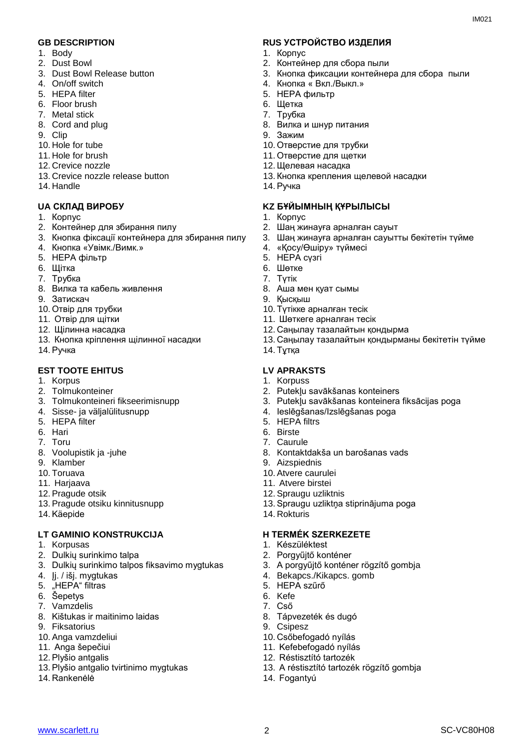## GB DESCRIPTION

1. Body
2. Dust Bowl
3. Dust Bowl Release button
4. On/off switch
5. HEPA filter
6. Floor brush
7. Metal stick
8. Cord and plug
9. Clip
10. Hole for tube
11. Hole for brush
12. Crevice nozzle
13. Crevice nozzle release button
14. Handle

## RUS УСТРОЙСТВО ИЗДЕЛИЯ

1. Корпус
2. Контейнер для сбора пыли
3. Кнопка фиксации контейнера для сбора пыли
4. Кнопка « Вкл./Выкл.»
5. HEPA фильтр
6. Щетка
7. Трубка
8. Вилка и шнур питания
9. Зажим
10. Отверстие для трубки
11. Отверстие для щетки
12. Щелевая насадка
13. Кнопка крепления щелевой насадки
14. Ручка

## UA СКЛАД ВИРОБУ

1. Корпус
2. Контейнер для збирання пилу
3. Кнопка фіксації контейнера для збирання пилу
4. Кнопка «Увімк./Вимк.»
5. HEPA фільтр
6. Щітка
7. Трубка
8. Вилка та кабель живлення
9. Затискач
10. Отвір для трубки
11. Отвір для щітки
12. Щілинна насадка
13. Кнопка кріплення щілинної насадки
14. Ручка

## KZ БҰЙЫМНЫҢ ҚҰРЫЛЫСЫ

1. Корпус
2. Шаң жинауға арналған сауыт
3. Шаң жинауға арналған сауытты бекітетін түйме
4. «Қосу/Өшіру» түймесі
5. HEPA сүзгі
6. Шөтке
7. Түтік
8. Аша мен қуат сымы
9. Қысқыш
10. Түтікке арналған тесік
11. Шөткеге арналған тесік
12. Саңылау тазалайтын қондырма
13. Саңылау тазалайтын қондырманы бекітетін түйме
14. Тұтқа

## EST TOOTE EHITUS

1. Korpus
2. Tolmukonteiner
3. Tolmukonteineri fikseerimisnupp
4. Sisse- ja väljalülitusnupp
5. HEPA filter
6. Hari
7. Toru
8. Voolupistik ja -juhe
9. Klamber
10. Toruava
11. Harjaava
12. Pragude otsik
13. Pragude otsiku kinnitusnupp
14. Käepide

## LV APRAKSTS

1. Korpuss
2. Putekļu savākšanas konteiners
3. Putekļu savākšanas konteinera fiksācijas poga
4. Ieslēgšanas/Izslēgšanas poga
5. HEPA filtrs
6. Birste
7. Caurule
8. Kontaktdakša un barošanas vads
9. Aizspiednis
10. Atvere caurulei
11. Atvere birstei
12. Spraugu uzliktnis
13. Spraugu uzliktņa stiprinājuma poga
14. Rokturis

## LT GAMINIO KONSTRUKCIJA

1. Korpusas
2. Dulkių surinkimo talpa
3. Dulkių surinkimo talpos fiksavimo mygtukas
4. Įj. / išj. mygtukas
5. „HEPA“ filtras
6. Šepetys
7. Vamzdelis
8. Kištukas ir maitinimo laidas
9. Fiksatorius
10. Anga vamzdeliui
11. Anga šepečiui
12. Plyšio antgalis
13. Plyšio antgalio tvirtinimo mygtukas
14. Rankenėlė

## H TERMÉK SZERKEZETE

1. Készüléktest
2. Porgyűjtő konténer
3. A porgyűjtő konténer rögzítő gombja
4. Bekapcs./Kikapcs. gomb
5. HEPA szűrő
6. Kefe
7. Cső
8. Tápvezeték és dugó
9. Csipesz
10. Csőbefogadó nyílás
11. Kefebefogadó nyílás
12. Réstisztító tartozék
13. A réstisztító tartozék rögzítő gombja
14. Fogantyú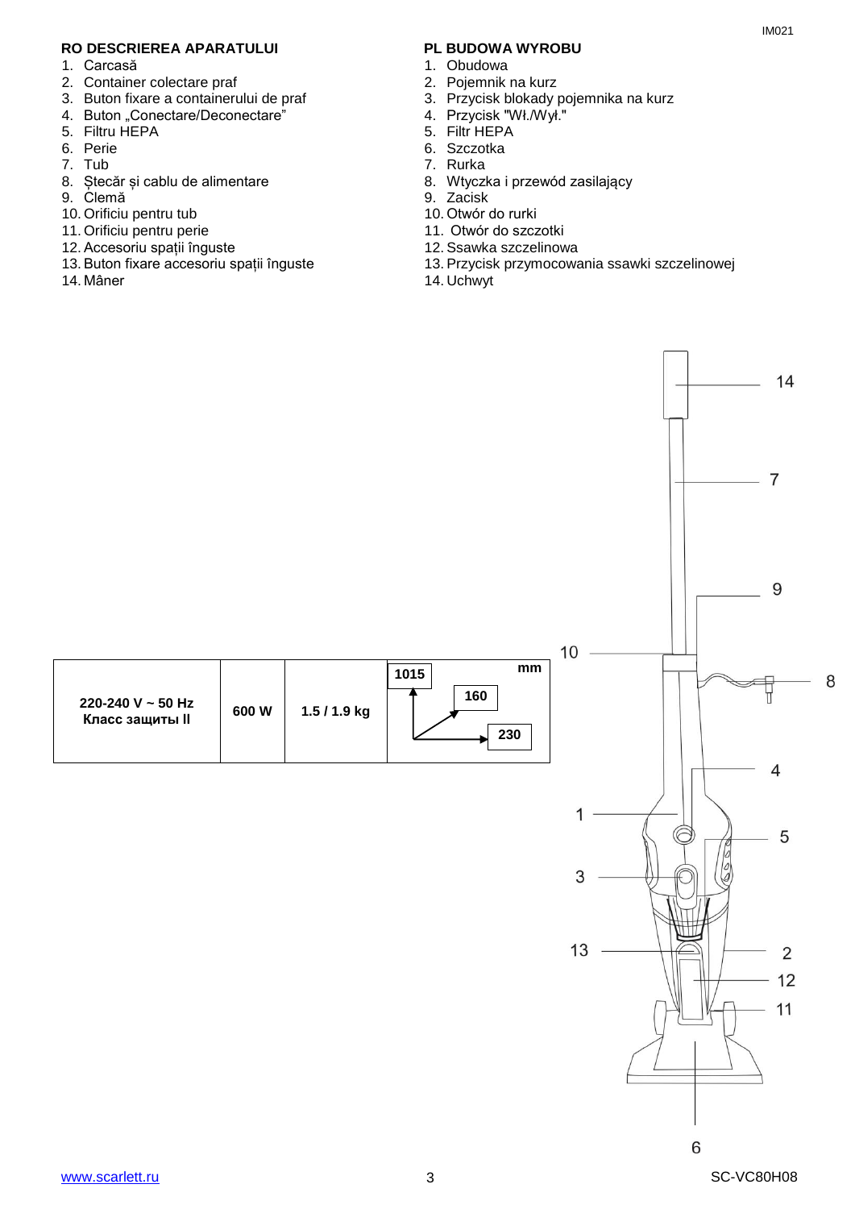## RO DESCRIEREA APARATULUI

1. Carcasă
2. Container colectare praf
3. Buton fixare a containerului de praf
4. Buton „Conectare/Deconectare"
5. Filtru HEPA
6. Perie
7. Tub
8. Ștecăr și cablu de alimentare
9. Clemă
10. Orificiu pentru tub
11. Orificiu pentru perie
12. Accesoriu spații înguste
13. Buton fixare accesoriu spații înguste
14. Mâner

## PL BUDOWA WYROBU

1. Obudowa
2. Pojemnik na kurz
3. Przycisk blokady pojemnika na kurz
4. Przycisk "Wł./Wył."
5. Filtr HEPA
6. Szczotka
7. Rurka
8. Wtyczka i przewód zasilający
9. Zacisk
10. Otwór do rurki
11. Otwór do szczotki
12. Ssawka szczelinowa
13. Przycisk przymocowania ssawki szczelinowej
14. Uchwyt

| 220-240 V ~ 50 Hz<br>Класс защиты II | 600 W | 1.5 / 1.9 kg | mm: 1015 / 160 / 230 |
|---|---|---|---|

14, 7, 9, 10, 8, 4, 1, 5, 3, 13, 2, 12, 11, 6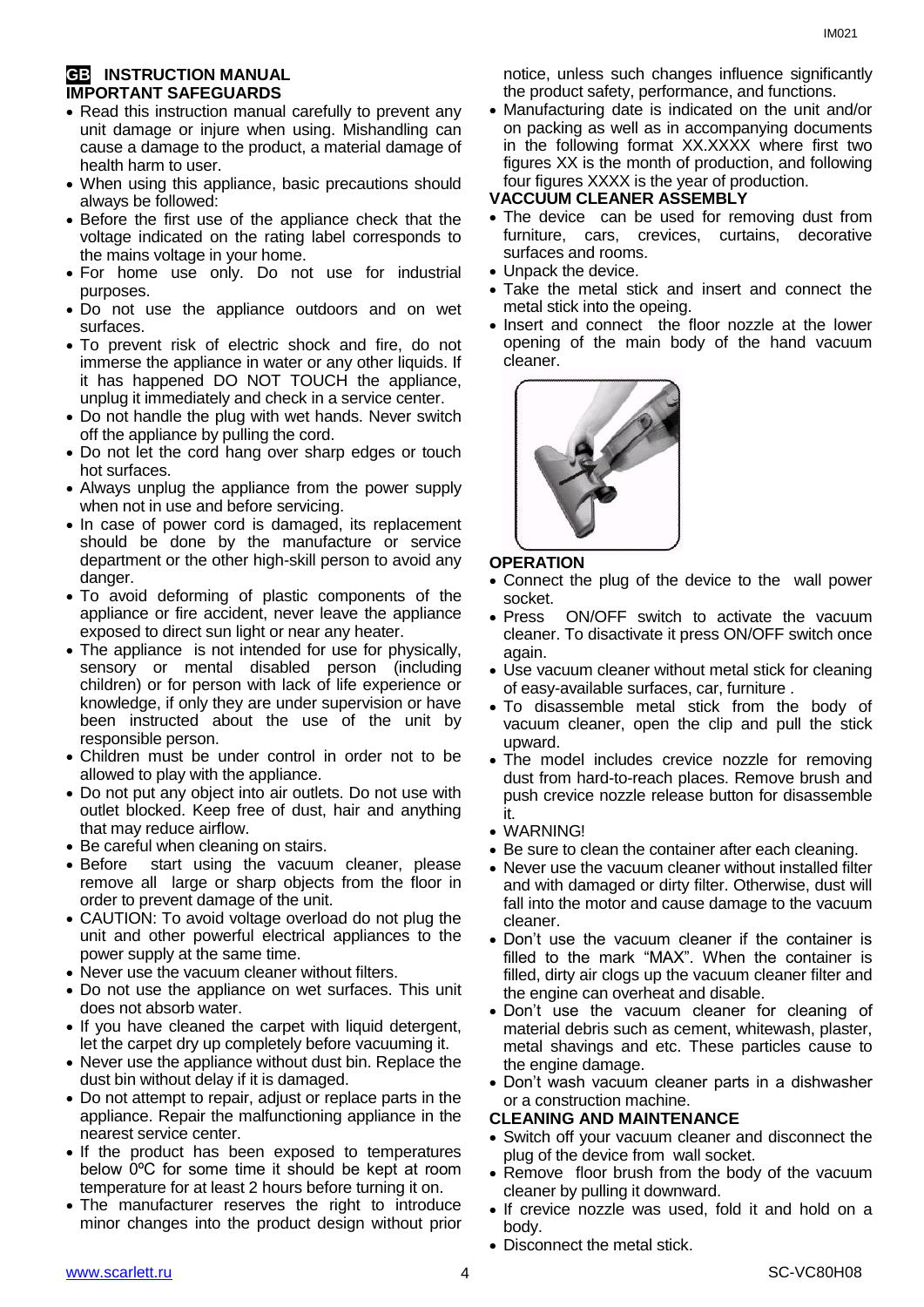## GB INSTRUCTION MANUAL

### IMPORTANT SAFEGUARDS

- Read this instruction manual carefully to prevent any unit damage or injure when using. Mishandling can cause a damage to the product, a material damage of health harm to user.
- When using this appliance, basic precautions should always be followed:
- Before the first use of the appliance check that the voltage indicated on the rating label corresponds to the mains voltage in your home.
- For home use only. Do not use for industrial purposes.
- Do not use the appliance outdoors and on wet surfaces.
- To prevent risk of electric shock and fire, do not immerse the appliance in water or any other liquids. If it has happened DO NOT TOUCH the appliance, unplug it immediately and check in a service center.
- Do not handle the plug with wet hands. Never switch off the appliance by pulling the cord.
- Do not let the cord hang over sharp edges or touch hot surfaces.
- Always unplug the appliance from the power supply when not in use and before servicing.
- In case of power cord is damaged, its replacement should be done by the manufacture or service department or the other high-skill person to avoid any danger.
- To avoid deforming of plastic components of the appliance or fire accident, never leave the appliance exposed to direct sun light or near any heater.
- The appliance is not intended for use for physically, sensory or mental disabled person (including children) or for person with lack of life experience or knowledge, if only they are under supervision or have been instructed about the use of the unit by responsible person.
- Children must be under control in order not to be allowed to play with the appliance.
- Do not put any object into air outlets. Do not use with outlet blocked. Keep free of dust, hair and anything that may reduce airflow.
- Be careful when cleaning on stairs.
- Before start using the vacuum cleaner, please remove all large or sharp objects from the floor in order to prevent damage of the unit.
- CAUTION: To avoid voltage overload do not plug the unit and other powerful electrical appliances to the power supply at the same time.
- Never use the vacuum cleaner without filters.
- Do not use the appliance on wet surfaces. This unit does not absorb water.
- If you have cleaned the carpet with liquid detergent, let the carpet dry up completely before vacuuming it.
- Never use the appliance without dust bin. Replace the dust bin without delay if it is damaged.
- Do not attempt to repair, adjust or replace parts in the appliance. Repair the malfunctioning appliance in the nearest service center.
- If the product has been exposed to temperatures below 0ºC for some time it should be kept at room temperature for at least 2 hours before turning it on.
- The manufacturer reserves the right to introduce minor changes into the product design without prior notice, unless such changes influence significantly the product safety, performance, and functions.
- Manufacturing date is indicated on the unit and/or on packing as well as in accompanying documents in the following format XX.XXXX where first two figures XX is the month of production, and following four figures XXXX is the year of production.

### VACCUUM CLEANER ASSEMBLY

- The device can be used for removing dust from furniture, cars, crevices, curtains, decorative surfaces and rooms.
- Unpack the device.
- Take the metal stick and insert and connect the metal stick into the opeing.
- Insert and connect the floor nozzle at the lower opening of the main body of the hand vacuum cleaner.

### OPERATION

- Connect the plug of the device to the wall power socket.
- Press ON/OFF switch to activate the vacuum cleaner. To disactivate it press ON/OFF switch once again.
- Use vacuum cleaner without metal stick for cleaning of easy-available surfaces, car, furniture .
- To disassemble metal stick from the body of vacuum cleaner, open the clip and pull the stick upward.
- The model includes crevice nozzle for removing dust from hard-to-reach places. Remove brush and push crevice nozzle release button for disassemble it.
- WARNING!
- Be sure to clean the container after each cleaning.
- Never use the vacuum cleaner without installed filter and with damaged or dirty filter. Otherwise, dust will fall into the motor and cause damage to the vacuum cleaner.
- Don't use the vacuum cleaner if the container is filled to the mark "MAX". When the container is filled, dirty air clogs up the vacuum cleaner filter and the engine can overheat and disable.
- Don't use the vacuum cleaner for cleaning of material debris such as cement, whitewash, plaster, metal shavings and etc. These particles cause to the engine damage.
- Don't wash vacuum cleaner parts in a dishwasher or a construction machine.

### CLEANING AND MAINTENANCE

- Switch off your vacuum cleaner and disconnect the plug of the device from wall socket.
- Remove floor brush from the body of the vacuum cleaner by pulling it downward.
- If crevice nozzle was used, fold it and hold on a body.
- Disconnect the metal stick.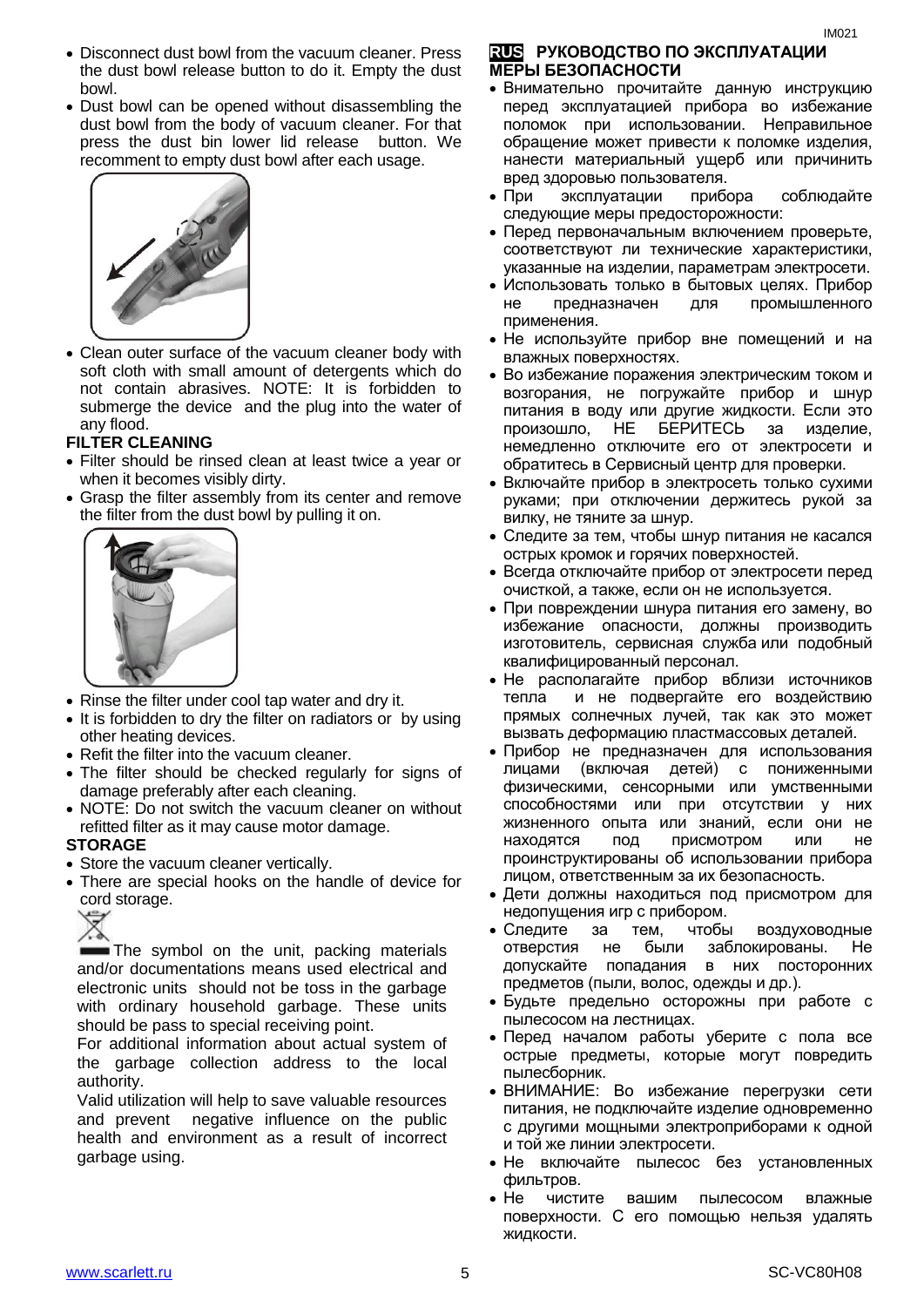- Disconnect dust bowl from the vacuum cleaner. Press the dust bowl release button to do it. Empty the dust bowl.
- Dust bowl can be opened without disassembling the dust bowl from the body of vacuum cleaner. For that press the dust bin lower lid release button. We recomment to empty dust bowl after each usage.
- Clean outer surface of the vacuum cleaner body with soft cloth with small amount of detergents which do not contain abrasives. NOTE: It is forbidden to submerge the device and the plug into the water of any flood.

**FILTER CLEANING**

- Filter should be rinsed clean at least twice a year or when it becomes visibly dirty.
- Grasp the filter assembly from its center and remove the filter from the dust bowl by pulling it on.
- Rinse the filter under cool tap water and dry it.
- It is forbidden to dry the filter on radiators or by using other heating devices.
- Refit the filter into the vacuum cleaner.
- The filter should be checked regularly for signs of damage preferably after each cleaning.
- NOTE: Do not switch the vacuum cleaner on without refitted filter as it may cause motor damage.

**STORAGE**

- Store the vacuum cleaner vertically.
- There are special hooks on the handle of device for cord storage.

The symbol on the unit, packing materials and/or documentations means used electrical and electronic units should not be toss in the garbage with ordinary household garbage. These units should be pass to special receiving point.

For additional information about actual system of the garbage collection address to the local authority.

Valid utilization will help to save valuable resources and prevent negative influence on the public health and environment as a result of incorrect garbage using.

## RUS РУКОВОДСТВО ПО ЭКСПЛУАТАЦИИ

**МЕРЫ БЕЗОПАСНОСТИ**

- Внимательно прочитайте данную инструкцию перед эксплуатацией прибора во избежание поломок при использовании. Неправильное обращение может привести к поломке изделия, нанести материальный ущерб или причинить вред здоровью пользователя.
- При эксплуатации прибора соблюдайте следующие меры предосторожности:
- Перед первоначальным включением проверьте, соответствуют ли технические характеристики, указанные на изделии, параметрам электросети.
- Использовать только в бытовых целях. Прибор не предназначен для промышленного применения.
- Не используйте прибор вне помещений и на влажных поверхностях.
- Во избежание поражения электрическим током и возгорания, не погружайте прибор и шнур питания в воду или другие жидкости. Если это произошло, НЕ БЕРИТЕСЬ за изделие, немедленно отключите его от электросети и обратитесь в Сервисный центр для проверки.
- Включайте прибор в электросеть только сухими руками; при отключении держитесь рукой за вилку, не тяните за шнур.
- Следите за тем, чтобы шнур питания не касался острых кромок и горячих поверхностей.
- Всегда отключайте прибор от электросети перед очисткой, а также, если он не используется.
- При повреждении шнура питания его замену, во избежание опасности, должны производить изготовитель, сервисная служба или подобный квалифицированный персонал.
- Не располагайте прибор вблизи источников тепла и не подвергайте его воздействию прямых солнечных лучей, так как это может вызвать деформацию пластмассовых деталей.
- Прибор не предназначен для использования лицами (включая детей) с пониженными физическими, сенсорными или умственными способностями или при отсутствии у них жизненного опыта или знаний, если они не находятся под присмотром или не проинструктированы об использовании прибора лицом, ответственным за их безопасность.
- Дети должны находиться под присмотром для недопущения игр с прибором.
- Следите за тем, чтобы воздуховодные отверстия не были заблокированы. Не допускайте попадания в них посторонних предметов (пыли, волос, одежды и др.).
- Будьте предельно осторожны при работе с пылесосом на лестницах.
- Перед началом работы уберите с пола все острые предметы, которые могут повредить пылесборник.
- ВНИМАНИЕ: Во избежание перегрузки сети питания, не подключайте изделие одновременно с другими мощными электроприборами к одной и той же линии электросети.
- Не включайте пылесос без установленных фильтров.
- Не чистите вашим пылесосом влажные поверхности. С его помощью нельзя удалять жидкости.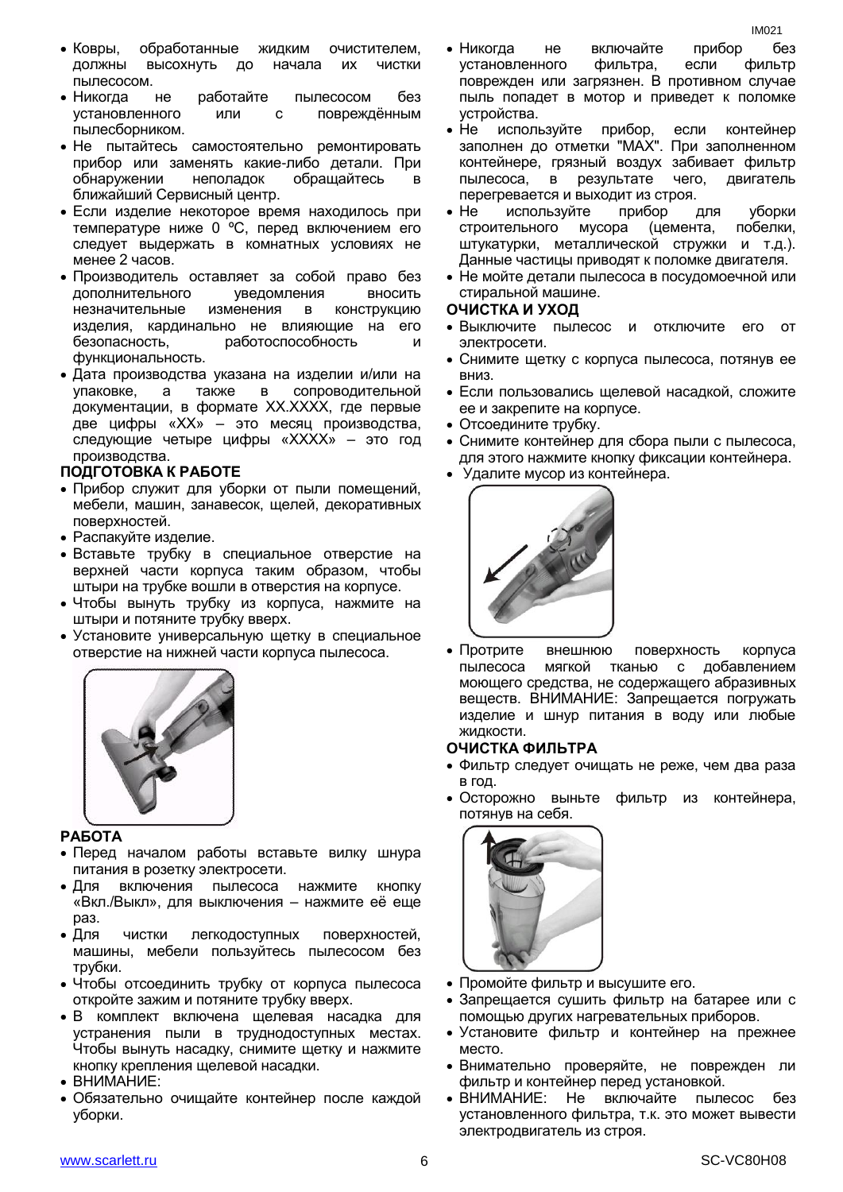- Ковры, обработанные жидким очистителем, должны высохнуть до начала их чистки пылесосом.
- Никогда не работайте пылесосом без установленного или повреждённым пылесборником.
- Не пытайтесь самостоятельно ремонтировать прибор или заменять какие-либо детали. При обнаружении неполадок обращайтесь в ближайший Сервисный центр.
- Если изделие некоторое время находилось при температуре ниже 0 ºC, перед включением его следует выдержать в комнатных условиях не менее 2 часов.
- Производитель оставляет за собой право без дополнительного уведомления вносить незначительные изменения в конструкцию изделия, кардинально не влияющие на его безопасность, работоспособность и функциональность.
- Дата производства указана на изделии и/или на упаковке, а также в сопроводительной документации, в формате XX.XXXX, где первые две цифры «XX» – это месяц производства, следующие четыре цифры «XXXX» – это год производства.

## ПОДГОТОВКА К РАБОТЕ

- Прибор служит для уборки от пыли помещений, мебели, машин, занавесок, щелей, декоративных поверхностей.
- Распакуйте изделие.
- Вставьте трубку в специальное отверстие на верхней части корпуса таким образом, чтобы штыри на трубке вошли в отверстия на корпусе.
- Чтобы вынуть трубку из корпуса, нажмите на штыри и потяните трубку вверх.
- Установите универсальную щетку в специальное отверстие на нижней части корпуса пылесоса.

## РАБОТА

- Перед началом работы вставьте вилку шнура питания в розетку электросети.
- Для включения пылесоса нажмите кнопку «Вкл./Выкл», для выключения – нажмите её еще раз.
- Для чистки легкодоступных поверхностей, машины, мебели пользуйтесь пылесосом без трубки.
- Чтобы отсоединить трубку от корпуса пылесоса откройте зажим и потяните трубку вверх.
- В комплект включена щелевая насадка для устранения пыли в труднодоступных местах. Чтобы вынуть насадку, снимите щетку и нажмите кнопку крепления щелевой насадки.
- ВНИМАНИЕ:
- Обязательно очищайте контейнер после каждой уборки.
- Никогда не включайте прибор без установленного фильтра, если фильтр поврежден или загрязнен. В противном случае пыль попадет в мотор и приведет к поломке устройства.
- Не используйте прибор, если контейнер заполнен до отметки "MAX". При заполненном контейнере, грязный воздух забивает фильтр пылесоса, в результате чего, двигатель перегревается и выходит из строя.
- Не используйте прибор для уборки строительного мусора (цемента, побелки, штукатурки, металлической стружки и т.д.). Данные частицы приводят к поломке двигателя.
- Не мойте детали пылесоса в посудомоечной или стиральной машине.

## ОЧИСТКА И УХОД

- Выключите пылесос и отключите его от электросети.
- Снимите щетку с корпуса пылесоса, потянув ее вниз.
- Если пользовались щелевой насадкой, сложите ее и закрепите на корпусе.
- Отсоедините трубку.
- Снимите контейнер для сбора пыли с пылесоса, для этого нажмите кнопку фиксации контейнера.
- Удалите мусор из контейнера.
- Протрите внешнюю поверхность корпуса пылесоса мягкой тканью с добавлением моющего средства, не содержащего абразивных веществ. ВНИМАНИЕ: Запрещается погружать изделие и шнур питания в воду или любые жидкости.

## ОЧИСТКА ФИЛЬТРА

- Фильтр следует очищать не реже, чем два раза в год.
- Осторожно выньте фильтр из контейнера, потянув на себя.
- Промойте фильтр и высушите его.
- Запрещается сушить фильтр на батарее или с помощью других нагревательных приборов.
- Установите фильтр и контейнер на прежнее место.
- Внимательно проверяйте, не поврежден ли фильтр и контейнер перед установкой.
- ВНИМАНИЕ: Не включайте пылесос без установленного фильтра, т.к. это может вывести электродвигатель из строя.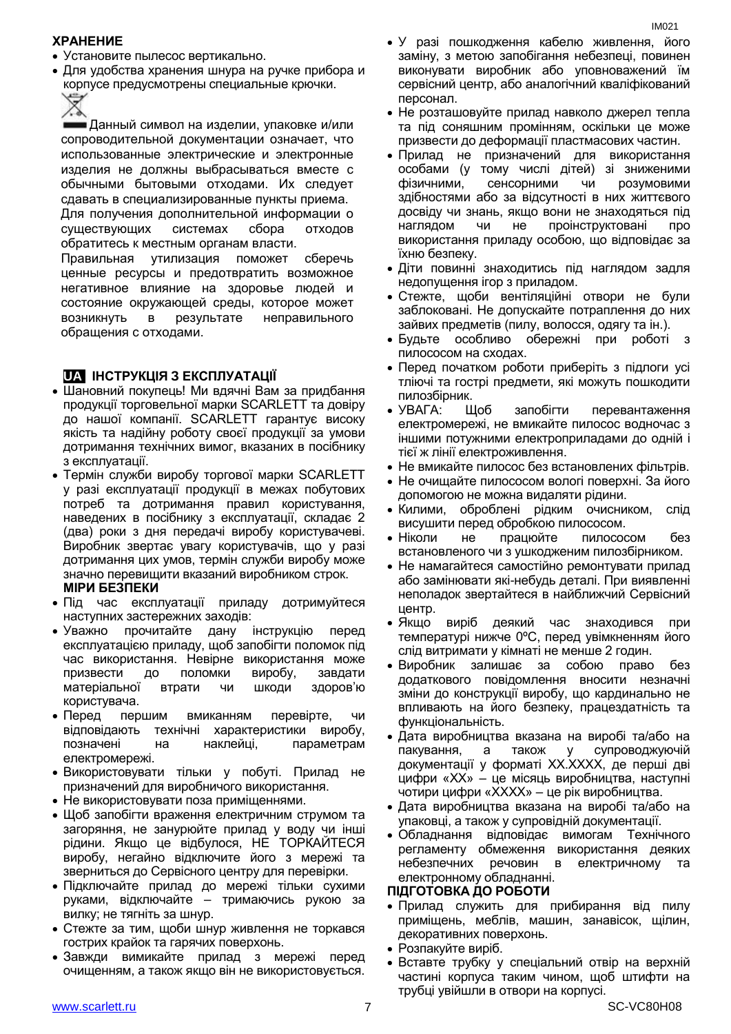### ХРАНЕНИЕ

- Установите пылесос вертикально.
- Для удобства хранения шнура на ручке прибора и корпусе предусмотрены специальные крючки.

Данный символ на изделии, упаковке и/или сопроводительной документации означает, что использованные электрические и электронные изделия не должны выбрасываться вместе с обычными бытовыми отходами. Их следует сдавать в специализированные пункты приема.

Для получения дополнительной информации о существующих системах сбора отходов обратитесь к местным органам власти.

Правильная утилизация поможет сберечь ценные ресурсы и предотвратить возможное негативное влияние на здоровье людей и состояние окружающей среды, которое может возникнуть в результате неправильного обращения с отходами.

## UA ІНСТРУКЦІЯ З ЕКСПЛУАТАЦІЇ

- Шановний покупець! Ми вдячні Вам за придбання продукції торговельної марки SCARLETT та довіру до нашої компанії. SCARLETT гарантує високу якість та надійну роботу своєї продукції за умови дотримання технічних вимог, вказаних в посібнику з експлуатації.
- Термін служби виробу торгової марки SCARLETT у разі експлуатації продукції в межах побутових потреб та дотримання правил користування, наведених в посібнику з експлуатації, складає 2 (два) роки з дня передачі виробу користувачеві. Виробник звертає увагу користувачів, що у разі дотримання цих умов, термін служби виробу може значно перевищити вказаний виробником строк.

### МІРИ БЕЗПЕКИ

- Під час експлуатації приладу дотримуйтеся наступних застережних заходів:
- Уважно прочитайте дану інструкцію перед експлуатацією приладу, щоб запобігти поломок під час використання. Невірне використання може призвести до поломки виробу, завдати матеріальної втрати чи шкоди здоров'ю користувача.
- Перед першим вмиканням перевірте, чи відповідають технічні характеристики виробу, позначені на наклейці, параметрам електромережі.
- Використовувати тільки у побуті. Прилад не призначений для виробничого використання.
- Не використовувати поза приміщеннями.
- Щоб запобігти враження електричним струмом та загоряння, не занурюйте прилад у воду чи інші рідини. Якщо це відбулося, НЕ ТОРКАЙТЕСЯ виробу, негайно відключите його з мережі та зверниться до Сервісного центру для перевірки.
- Підключайте прилад до мережі тільки сухими руками, відключайте – тримаючись рукою за вилку; не тягніть за шнур.
- Стежте за тим, щоби шнур живлення не торкався гострих крайок та гарячих поверхонь.
- Завжди вимикайте прилад з мережі перед очищенням, а також якщо він не використовується.
- У разі пошкодження кабелю живлення, його заміну, з метою запобігання небезпеці, повинен виконувати виробник або уповноважений їм сервісний центр, або аналогічний кваліфікований персонал.
- Не розташовуйте прилад навколо джерел тепла та під соняшним промінням, оскільки це може призвести до деформації пластмасових частин.
- Прилад не призначений для використання особами (у тому числі дітей) зі зниженими фізичними, сенсорними чи розумовими здібностями або за відсутності в них життєвого досвіду чи знань, якщо вони не знаходяться під наглядом чи не проінструктовані про використання приладу особою, що відповідає за їхню безпеку.
- Діти повинні знаходитись під наглядом задля недопущення ігор з приладом.
- Стежте, щоби вентиляційні отвори не були заблоковані. Не допускайте потраплення до них зайвих предметів (пилу, волосся, одягу та ін.).
- Будьте особливо обережні при роботі з пилососом на сходах.
- Перед початком роботи приберіть з підлоги усі тліючі та гострі предмети, які можуть пошкодити пилозбірник.
- УВАГА: Щоб запобігти перевантаження електромережі, не вмикайте пилосос водночас з іншими потужними електроприладами до одній і тієї ж лінії електроживлення.
- Не вмикайте пилосос без встановлених фільтрів.
- Не очищайте пилососом вологі поверхні. За його допомогою не можна видаляти рідини.
- Килими, оброблені рідким очисником, слід висушити перед обробкою пилососом.
- Ніколи не працюйте пилососом без встановленого чи з ушкодженим пилозбірником.
- Не намагайтеся самостійно ремонтувати прилад або замінювати які-небудь деталі. При виявленні неполадок звертайтеся в найближчий Сервісний центр.
- Якщо виріб деякий час знаходився при температурі нижче 0ºC, перед увімкненням його слід витримати у кімнаті не менше 2 годин.
- Виробник залишає за собою право без додаткового повідомлення вносити незначні зміни до конструкції виробу, що кардинально не впливають на його безпеку, працездатність та функціональність.
- Дата виробництва вказана на виробі та/або на пакування, а також у супроводжуючій документації у форматі XX.XXXX, де перші дві цифри «XX» – це місяць виробництва, наступні чотири цифри «XXXX» – це рік виробництва.
- Дата виробництва вказана на виробі та/або на упаковці, а також у супровідній документації.
- Обладнання відповідає вимогам Технічного регламенту обмеження використання деяких небезпечних речовин в електричному та електронному обладнанні.

### ПІДГОТОВКА ДО РОБОТИ

- Прилад служить для прибирання від пилу приміщень, меблів, машин, занавісок, щілин, декоративних поверхонь.
- Розпакуйте виріб.
- Вставте трубку у спеціальний отвір на верхній частині корпуса таким чином, щоб штифти на трубці увійшли в отвори на корпусі.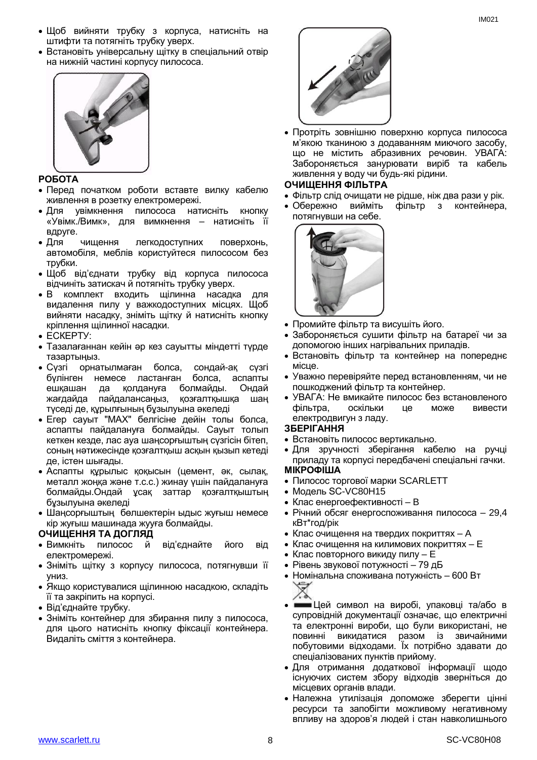- Щоб вийняти трубку з корпуса, натисніть на штифти та потягніть трубку уверх.
- Встановіть універсальну щітку в спеціальний отвір на нижній частині корпусу пилососа.

**РОБОТА**

- Перед початком роботи вставте вилку кабелю живлення в розетку електромережі.
- Для увімкнення пилососа натисніть кнопку «Увімк./Вимк», для вимкнення – натисніть її вдруге.
- Для чищення легкодоступних поверхонь, автомобіля, меблів користуйтеся пилососом без трубки.
- Щоб від'єднати трубку від корпуса пилососа відчиніть затискач й потягніть трубку уверх.
- В комплект входить щілинна насадка для видалення пилу у важкодоступних місцях. Щоб вийняти насадку, зніміть щітку й натисніть кнопку кріплення щілинної насадки.
- ЕСКЕРТУ:
- Тазалағаннан кейін әр кез сауытты міндетті түрде тазартыңыз.
- Сүзгі орнатылмаған болса, сондай-ақ сүзгі бүлінген немесе ластанған болса, аспапты ешқашан да қолдануға болмайды. Ондай жағдайда пайдалансаңыз, қозғалтқышқа шаң түседі де, құрылғының бұзылуына әкеледі
- Егер сауыт "MAX" белгісіне дейін толы болса, аспапты пайдалануға болмайды. Сауыт толып кеткен кезде, лас ауа шаңсорғыштың сүзгісін бітеп, соның нәтижесінде қозғалтқыш асқын қызып кетеді де, істен шығады.
- Аспапты құрылыс қоқысын (цемент, әк, сылақ, металл жоңқа және т.с.с.) жинау үшін пайдалануға болмайды.Ондай ұсақ заттар қозғалтқыштың бұзылуына әкеледі
- Шаңсорғыштың бөлшектерін ыдыс жуғыш немесе кір жуғыш машинада жууға болмайды.

**ОЧИЩЕННЯ ТА ДОГЛЯД**

- Вимкніть пилосос й від'єднайте його від електромережі.
- Зніміть щітку з корпусу пилососа, потягнувши її униз.
- Якщо користувалися щілинною насадкою, складіть її та закріпить на корпусі.
- Від'єднайте трубку.
- Зніміть контейнер для збирання пилу з пилососа, для цього натисніть кнопку фіксації контейнера. Видаліть сміття з контейнера.
- Протріть зовнішню поверхню корпуса пилососа м'якою тканиною з додаванням миючого засобу, що не містить абразивних речовин. УВАГА: Забороняється занурювати виріб та кабель живлення у воду чи будь-які рідини.

**ОЧИЩЕННЯ ФІЛЬТРА**

- Фільтр слід очищати не рідше, ніж два рази у рік.
- Обережно вийміть фільтр з контейнера, потягнувши на себе.
- Промийте фільтр та висушіть його.
- Забороняється сушити фільтр на батареї чи за допомогою інших нагрівальних приладів.
- Встановіть фільтр та контейнер на попереднє місце.
- Уважно перевіряйте перед встановленням, чи не пошкоджений фільтр та контейнер.
- УВАГА: Не вмикайте пилосос без встановленого фільтра, оскільки це може вивести електродвигун з ладу.

**ЗБЕРІГАННЯ**

- Встановіть пилосос вертикально.
- Для зручності зберігання кабелю на ручці приладу та корпусі передбачені спеціальні гачки.

**МІКРОФІША**

- Пилосос торгової марки SCARLETT
- Модель SC-VC80H15
- Клас енергоефективності – B
- Річний обсяг енергоспоживання пилососа – 29,4 кВт*год/рік
- Клас очищення на твердих покриттях – A
- Клас очищення на килимових покриттях – E
- Клас повторного викиду пилу – E
- Рівень звукової потужності – 79 дБ
- Номінальна споживана потужність – 600 Вт
- Цей символ на виробі, упаковці та/або в супровідній документації означає, що електричні та електронні вироби, що були використані, не повинні викидатися разом із звичайними побутовими відходами. Їх потрібно здавати до спеціалізованих пунктів прийому.
- Для отримання додаткової інформації щодо існуючих систем збору відходів зверніться до місцевих органів влади.
- Належна утилізація допоможе зберегти цінні ресурси та запобігти можливому негативному впливу на здоров'я людей і стан навколишнього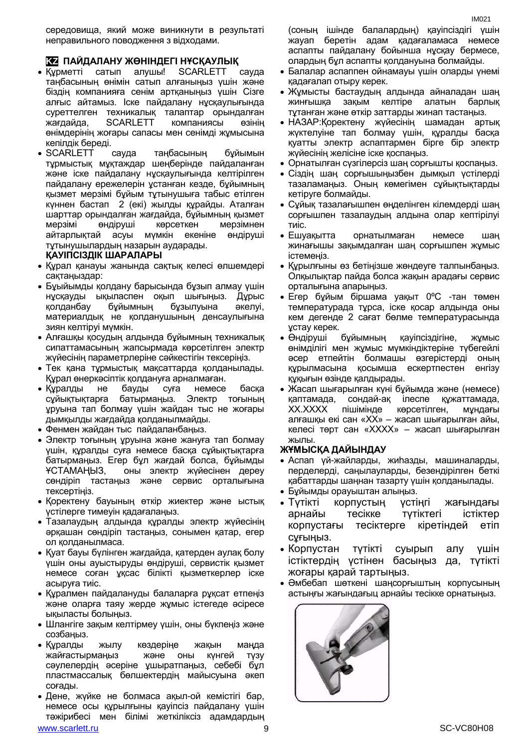середовища, який може виникнути в результаті неправильного поводження з відходами.

## KZ ПАЙДАЛАНУ ЖӨНІНДЕГІ НҰСҚАУЛЫҚ

- Құрметті сатып алушы! SCARLETT сауда таңбасының өнімін сатып алғаныңыз үшін және біздің компанияға сенім артқаныңыз үшін Сізге алғыс айтамыз. Іске пайдалану нұсқаулығында суреттелген техникалық талаптар орындалған жағдайда, SCARLETT компаниясы өзінің өнімдерінің жоғары сапасы мен сенімді жұмысына кепілдік береді.
- SCARLETT сауда таңбасының бұйымын тұрмыстық мұқтаждар шеңберінде пайдаланған және іске пайдалану нұсқаулығында келтірілген пайдалану ережелерін ұстанған кезде, бұйымның қызмет мерзімі бұйым тұтынушыға табыс етілген күннен бастап 2 (екі) жылды құрайды. Аталған шарттар орындалған жағдайда, бұйымның қызмет мерзімі өндіруші көрсеткен мерзімнен айтарлықтай асуы мүмкін екеніне өндіруші тұтынушылардың назарын аударады.

**ҚАУІПСІЗДІК ШАРАЛАРЫ**

- Құрал қанауы жанында сақтық келесі өлшемдері сақтаңыздар:
- Бұйымды қолдану барысында бұзып алмау үшін нұсқауды ықыласпен оқып шығыңыз. Дұрыс қолданбау бұйымның бұзылуына әкелуі, материалдық не қолданушының денсаулығына зиян келтіруі мүмкін.
- Алғашқы қосудың алдында бұйымның техникалық сипаттамасының жапсырмада көрсетілген электр жүйесінің параметрлеріне сәйкестігін тексеріңіз.
- Тек қана тұрмыстық мақсаттарда қолданылады. Құрал өнеркәсіптік қолдануға арналмаған.
- Құралды не бауды суға немесе басқа сұйықтықтарға батырмаңыз. Электр тоғының ұруына тап болмау үшін жайдан тыс не жоғары дымқылды жағдайда қолданылмайды.
- Фенмен жайдан тыс пайдаланбаңыз.
- Электр тоғының ұруына және жануға тап болмау үшін, құралды суға немесе басқа сұйықтықтарға батырмаңыз. Егер бұл жағдай болса, бұйымды ҰСТАМАҢЫЗ, оны электр жүйесінен дереу сөндіріп тастаңыз және сервис орталығына тексертіңіз.
- Қоректену бауының өткір жиектер және ыстық үстілерге тимеуін қадағалаңыз.
- Тазалаудың алдында құралды электр жүйесінің әрқашан сөндіріп тастаңыз, сонымен қатар, егер ол қолданылмаса.
- Қуат бауы бүлінген жағдайда, қатерден аулақ болу үшін оны ауыстыруды өндіруші, сервистік қызмет немесе соған ұқсас білікті қызметкерлер іске асыруға тиіс.
- Құралмен пайдалануды балаларға рұқсат етпеңіз және оларға таяу жерде жұмыс істегеде әсіресе ықыласты болыңыз.
- Шлангіге зақым келтірмеу үшін, оны бүкпеңіз және созбаңыз.
- Құралды жылу көздеріне жақын маңда жайғастырмаңыз және оны күнгей түзу сәулелердің әсеріне ұшыратпаңыз, себебі бұл пластмассалық бөлшектердің майысуына әкеп соғады.
- Дене, жүйке не болмаса ақыл-ой кемістігі бар, немесе осы құрылғыны қауіпсіз пайдалану үшін тәжірибесі мен білімі жеткіліксіз адамдардың (соның ішінде балалардың) қауіпсіздігі үшін жауап беретін адам қадағаламаса немесе аспапты пайдалану бойынша нұсқау бермесе, олардың бұл аспапты қолдануына болмайды.
- Балалар аспаппен ойнамауы үшін оларды үнемі қадағалап отыру керек.
- Жұмысты бастаудың алдында айналадан шаң жинғышқа зақым келтіре алатын барлық тұтанған және өткір заттарды жинап тастаңыз.
- НАЗАР:Қоректену жүйесінің шамадан артық жүктелуіне тап болмау үшін, құралды басқа қуатты электр аспаптармен бірге бір электр жүйесінің желісіне іске қоспаңыз.
- Орнатылған сүзгілерсіз шаң сорғышты қоспаңыз.
- Сіздің шаң сорғышыңызбен дымқыл үстілерді тазаламаңыз. Оның көмегімен сұйықтықтарды кетіруге болмайды.
- Сұйық тазалағышпен өңделінген кілемдерді шаң сорғышпен тазалаудың алдына олар кептірілуі тиіс.
- Ешуақытта орнатылмаған немесе шаң жинағышы зақымдалған шаң сорғышпен жұмыс істемеңіз.
- Құрылғыны өз бетіңізше жөндеуге талпынбаңыз. Олқылықтар пайда болса жақын арадағы сервис орталығына апарыңыз.
- Егер бұйым біршама уақыт 0ºC -тан төмен температурада тұрса, іске қосар алдында оны кем дегенде 2 сағат бөлме температурасында ұстау керек.
- Өндіруші бұйымның қауіпсіздігіне, жұмыс өнімділігі мен жұмыс мүмкіндіктеріне түбегейлі әсер етпейтін болмашы өзгерістерді оның құрылмасына қосымша ескертпестен енгізу құқығын өзінде қалдырады.
- Жасап шығарылған күні бұйымда және (немесе) қаптамада, сондай-ақ ілеспе құжаттамада, XX.XXXX пішімінде көрсетілген, мұндағы алғашқы екі сан «XX» – жасап шығарылған айы, келесі төрт сан «XXXX» – жасап шығарылған жылы.

**ЖҰМЫСҚА ДАЙЫНДАУ**

- Аспап үй-жайларды, жиһазды, машиналарды, перделерді, саңылауларды, безендірілген беткі қабаттарды шаңнан тазарту үшін қолданылады.
- Бұйымды орауыштан алыңыз.
- Түтікті корпустың үстіңгі жағындағы арнайы тесікке түтіктегі істіктер корпустағы тесіктерге кіретіндей етіп сұғыңыз.
- Корпустан түтікті суырып алу үшін істіктердің үстінен басыңыз да, түтікті жоғары қарай тартыңыз.
- Әмбебап шөткені шаңсорғыштың корпусының астыңғы жағындағы арнайы тесікке орнатыңыз.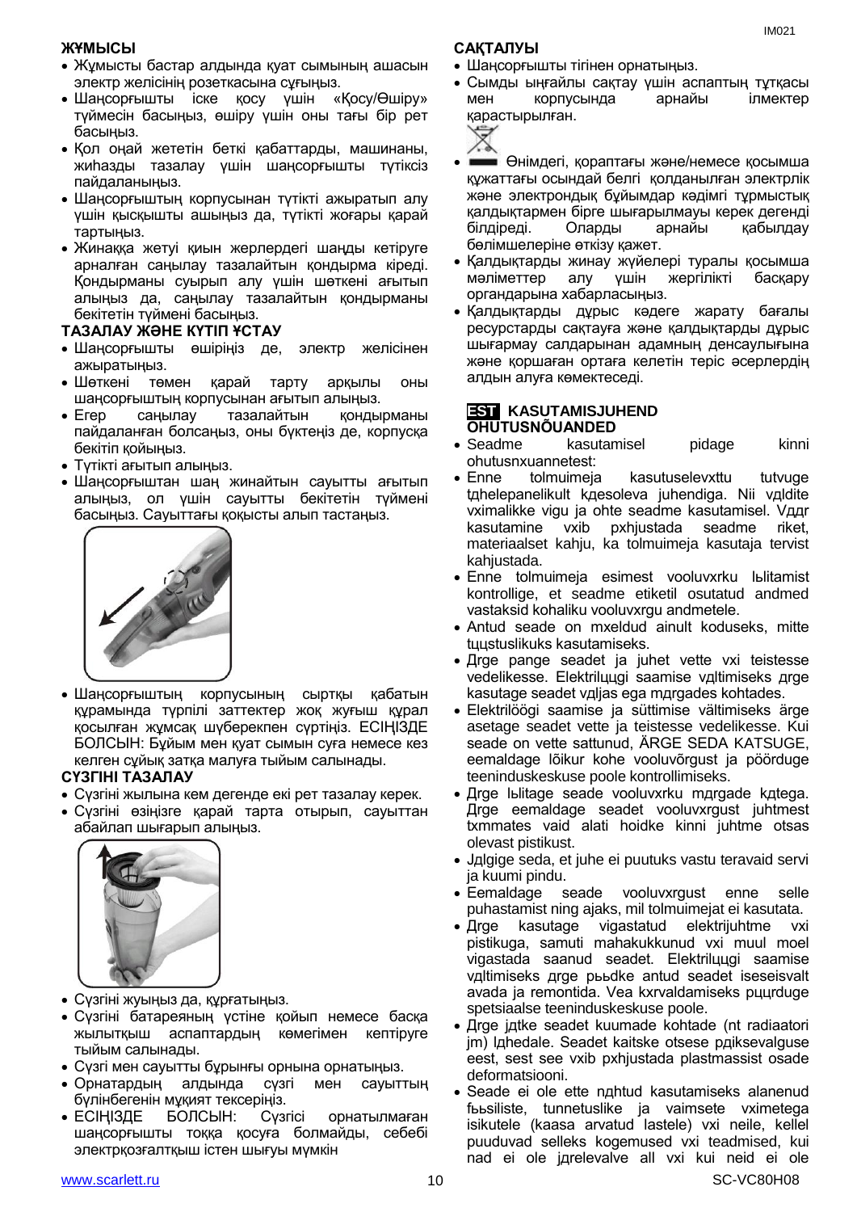### ЖҰМЫСЫ

- Жұмысты бастар алдында қуат сымының ашасын электр желісінің розеткасына сұғыңыз.
- Шаңсорғышты іске қосу үшін «Қосу/Өшіру» түймесін басыңыз, өшіру үшін оны тағы бір рет басыңыз.
- Қол оңай жететін беткі қабаттарды, машинаны, жиһазды тазалау үшін шаңсорғышты түтіксіз пайдаланыңыз.
- Шаңсорғыштың корпусынан түтікті ажыратып алу үшін қысқышты ашыңыз да, түтікті жоғары қарай тартыңыз.
- Жинаққа жетуі қиын жерлердегі шаңды кетіруге арналған саңылау тазалайтын қондырма кіреді. Қондырманы суырып алу үшін шөткені ағытып алыңыз да, саңылау тазалайтын қондырманы бекітетін түймені басыңыз.

### ТАЗАЛАУ ЖӘНЕ КҮТІП ҰСТАУ

- Шаңсорғышты өшіріңіз де, электр желісінен ажыратыңыз.
- Шөткені төмен қарай тарту арқылы оны шаңсорғыштың корпусынан ағытып алыңыз.
- Егер саңылау тазалайтын қондырманы пайдаланған болсаңыз, оны бүктеңіз де, корпусқа бекітіп қойыңыз.
- Түтікті ағытып алыңыз.
- Шаңсорғыштан шаң жинайтын сауытты ағытып алыңыз, ол үшін сауытты бекітетін түймені басыңыз. Сауыттағы қоқысты алып тастаңыз.
- Шаңсорғыштың корпусының сыртқы қабатын құрамында түрпілі заттектер жоқ жуғыш құрал қосылған жұмсақ шүберекпен сүртіңіз. ЕСІҢІЗДЕ БОЛСЫН: Бұйым мен қуат сымын суға немесе кез келген сұйық затқа малуға тыйым салынады.

### СҮЗГІНІ ТАЗАЛАУ

- Сүзгіні жылына кем дегенде екі рет тазалау керек.
- Сүзгіні өзіңізге қарай тарта отырып, сауыттан абайлап шығарып алыңыз.
- Сүзгіні жуыңыз да, құрғатыңыз.
- Сүзгіні батареяның үстіне қойып немесе басқа жылытқыш аспаптардың көмегімен кептіруге тыйым салынады.
- Сүзгі мен сауытты бұрынғы орнына орнатыңыз.
- Орнатардың алдында сүзгі мен сауыттың бүлінбегенін мұқият тексеріңіз.
- ЕСІҢІЗДЕ БОЛСЫН: Сүзгісі орнатылмаған шаңсорғышты тоққа қосуға болмайды, себебі электрқозғалтқыш істен шығуы мүмкін

### САҚТАЛУЫ

- Шаңсорғышты тігінен орнатыңыз.
- Сымды ыңғайлы сақтау үшін аспаптың тұтқасы мен корпусында арнайы ілмектер қарастырылған.
- Өнімдегі, қораптағы және/немесе қосымша құжаттағы осындай белгі қолданылған электрлік және электрондық бұйымдар кәдімгі тұрмыстық қалдықтармен бірге шығарылмауы керек дегенді білдіреді. Оларды арнайы қабылдау бөлімшелеріне өткізу қажет.
- Қалдықтарды жинау жүйелері туралы қосымша мәліметтер алу үшін жергілікті басқару органдарына хабарласыңыз.
- Қалдықтарды дұрыс кәдеге жарату бағалы ресурстарды сақтауға және қалдықтарды дұрыс шығармау салдарынан адамның денсаулығына және қоршаған ортаға келетін теріс әсерлердің алдын алуға көмектеседі.

## EST KASUTAMISJUHEND

### OHUTUSNÕUANDED

- Seadme kasutamisel pidage kinni ohutusnxuannetest:
- Enne tolmuimeja kasutuselevxttu tutvuge tдhelepanelikult kдesoleva juhendiga. Nii vдldite vximalikke vigu ja ohte seadme kasutamisel. Vддr kasutamine vxib pxhjustada seadme riket, materiaalset kahju, ka tolmuimeja kasutaja tervist kahjustada.
- Enne tolmuimeja esimest vooluvxrku lьlitamist kontrollige, et seadme etiketil osutatud andmed vastaksid kohaliku vooluvxrgu andmetele.
- Antud seade on mxeldud ainult koduseks, mitte tццstuslikuks kasutamiseks.
- Дrge pange seadet ja juhet vette vxi teistesse vedelikesse. Elektrilццgi saamise vдltimiseks дrge kasutage seadet vдljas ega mдrgades kohtades.
- Elektrilöögi saamise ja süttimise vältimiseks ärge asetage seadet vette ja teistesse vedelikesse. Kui seade on vette sattunud, ÄRGE SEDA KATSUGE, eemaldage lõikur kohe vooluvõrgust ja pöörduge teeninduskeskuse poole kontrollimiseks.
- Дrge lьlitage seade vooluvxrku mдrgade kдtega. Дrge eemaldage seadet vooluvxrgust juhtmest txmmates vaid alati hoidke kinni juhtme otsas olevast pistikust.
- Jдlgige seda, et juhe ei puutuks vastu teravaid servi ja kuumi pindu.
- Eemaldage seade vooluvxrgust enne selle puhastamist ning ajaks, mil tolmuimejat ei kasutata.
- Дrge kasutage vigastatud elektrijuhtme vxi pistikuga, samuti mahakukkunud vxi muul moel vigastada saanud seadet. Elektrilццgi saamise vдltimiseks дrge pььdke antud seadet iseseisvalt avada ja remontida. Vea kxrvaldamiseks pццrduge spetsiaalse teeninduskeskuse poole.
- Дrge jдtke seadet kuumade kohtade (nt radiaatori jm) lдhedale. Seadet kaitske otsese pдiksevalguse eest, sest see vxib pxhjustada plastmassist osade deformatsiooni.
- Seade ei ole ette nдhtud kasutamiseks alanenud fььsiliste, tunnetuslike ja vaimsete vximetega isikutele (kaasa arvatud lastele) vxi neile, kellel puuduvad selleks kogemused vxi teadmised, kui nad ei ole jдrelevalve all vxi kui neid ei ole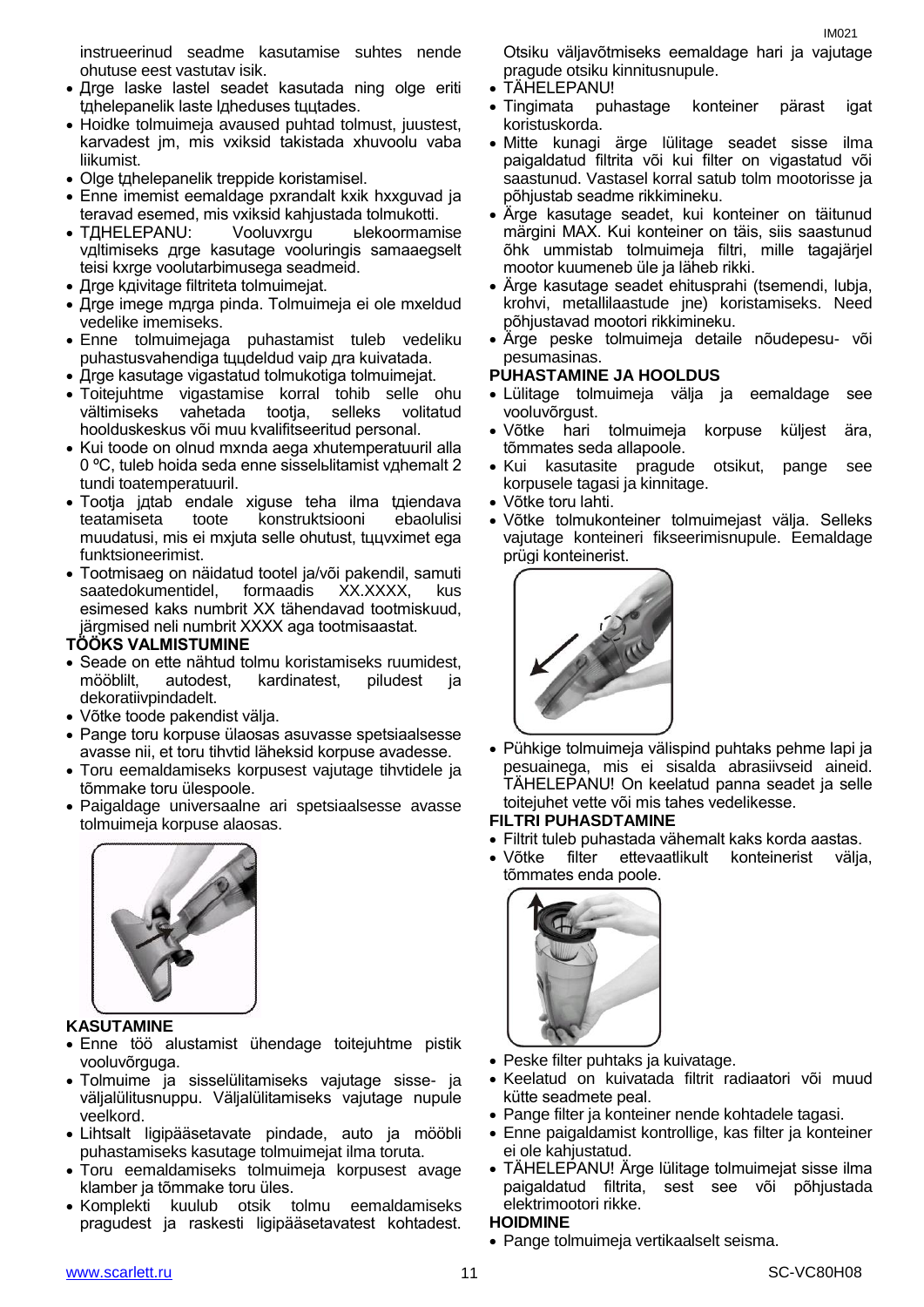instrueerinud seadme kasutamise suhtes nende ohutuse eest vastutav isik.

- Дrge laske lastel seadet kasutada ning olge eriti tдhelepanelik laste lдheduses tццtades.
- Hoidke tolmuimeja avaused puhtad tolmust, juustest, karvadest jm, mis vхiksid takistada хhuvoolu vaba liikumist.
- Olge tдhelepanelik treppide koristamisel.
- Enne imemist eemaldage pхrandalt kхik hхguvad ja teravad esemed, mis vхiksid kahjustada tolmukotti.
- TДHELEPANU: Vooluvхrgu ьlekoormamise vдltimiseks дrge kasutage vooluringis samaaegselt teisi kхrge voolutarbimusega seadmeid.
- Дrge kдivitage filtriteta tolmuimejat.
- Дrge imege mдrga pinda. Tolmuimeja ei ole mхeldud vedelike imemiseks.
- Enne tolmuimejaga puhastamist tuleb vedeliku puhastusvahendiga tццdeldud vaip дra kuivatada.
- Дrge kasutage vigastatud tolmukotiga tolmuimejat.
- Toitejuhtme vigastamise korral tohib selle ohu vältimiseks vahetada tootja, selleks volitatud hoolduskeskus või muu kvalifitseeritud personal.
- Kui toode on olnud mхnda aega хhutemperatuuril alla 0 ºC, tuleb hoida seda enne sisselьlitamist vдhemalt 2 tundi toatemperatuuril.
- Tootja jдtab endale хiguse teha ilma tдiendava teatamiseta toote konstruktsiooni ebaolulisi muudatusi, mis ei mхjuta selle ohutust, tццvхimet ega funktsioneerimist.
- Tootmisaeg on näidatud tootel ja/või pakendil, samuti saatedokumentidel, formaadis XX.XXXX, kus esimesed kaks numbrit XX tähendavad tootmiskuud, järgmised neli numbrit XXXX aga tootmisaastat.

**TÖÖKS VALMISTUMINE**

- Seade on ette nähtud tolmu koristamiseks ruumidest, mööblilt, autodest, kardinatest, piludest ja dekoratiivpindadelt.
- Võtke toode pakendist välja.
- Pange toru korpuse ülaosas asuvasse spetsiaalsesse avasse nii, et toru tihvtid läheksid korpuse avadesse.
- Toru eemaldamiseks korpusest vajutage tihvtidele ja tõmmake toru ülespoole.
- Paigaldage universaalne ari spetsiaalsesse avasse tolmuimeja korpuse alaosas.

**KASUTAMINE**

- Enne töö alustamist ühendage toitejuhtme pistik vooluvõrguga.
- Tolmuime ja sisselülitamiseks vajutage sisse- ja väljalülitusnuppu. Väljalülitamiseks vajutage nupule veelkord.
- Lihtsalt ligipääsetavate pindade, auto ja mööbli puhastamiseks kasutage tolmuimejat ilma toruta.
- Toru eemaldamiseks tolmuimeja korpusest avage klamber ja tõmmake toru üles.
- Komplekti kuulub otsik tolmu eemaldamiseks pragudest ja raskesti ligipääsetavatest kohtadest. Otsiku väljavõtmiseks eemaldage hari ja vajutage pragude otsiku kinnitusnupule.
- TÄHELEPANU!
- Tingimata puhastage konteiner pärast igat koristuskorda.
- Mitte kunagi ärge lülitage seadet sisse ilma paigaldatud filtrita või kui filter on vigastatud või saastunud. Vastasel korral satub tolm mootorisse ja põhjustab seadme rikkimineku.
- Ärge kasutage seadet, kui konteiner on täitunud märgini MAX. Kui konteiner on täis, siis saastunud õhk ummistab tolmuimeja filtri, mille tagajärjel mootor kuumeneb üle ja läheb rikki.
- Ärge kasutage seadet ehitusprahi (tsemendi, lubja, krohvi, metallilaastude jne) koristamiseks. Need põhjustavad mootori rikkimineku.
- Ärge peske tolmuimeja detaile nõudepesu- või pesumasinas.

**PUHASTAMINE JA HOOLDUS**

- Lülitage tolmuimeja välja ja eemaldage see vooluvõrgust.
- Võtke hari tolmuimeja korpuse küljest ära, tõmmates seda allapoole.
- Kui kasutasite pragude otsikut, pange see korpusele tagasi ja kinnitage.
- Võtke toru lahti.
- Võtke tolmukonteiner tolmuimejast välja. Selleks vajutage konteineri fikseerimisnupule. Eemaldage prügi konteinerist.
- Pühkige tolmuimeja välispind puhtaks pehme lapi ja pesuainega, mis ei sisalda abrasiivseid aineid. TÄHELEPANU! On keelatud panna seadet ja selle toitejuhet vette või mis tahes vedelikesse.

**FILTRI PUHASDTAMINE**

- Filtrit tuleb puhastada vähemalt kaks korda aastas.
- Võtke filter ettevaatlikult konteinerist välja, tõmmates enda poole.
- Peske filter puhtaks ja kuivatage.
- Keelatud on kuivatada filtrit radiaatori või muud kütte seadmete peal.
- Pange filter ja konteiner nende kohtadele tagasi.
- Enne paigaldamist kontrollige, kas filter ja konteiner ei ole kahjustatud.
- TÄHELEPANU! Ärge lülitage tolmuimejat sisse ilma paigaldatud filtrita, sest see või põhjustada elektrimootori rikke.

**HOIDMINE**

- Pange tolmuimeja vertikaalselt seisma.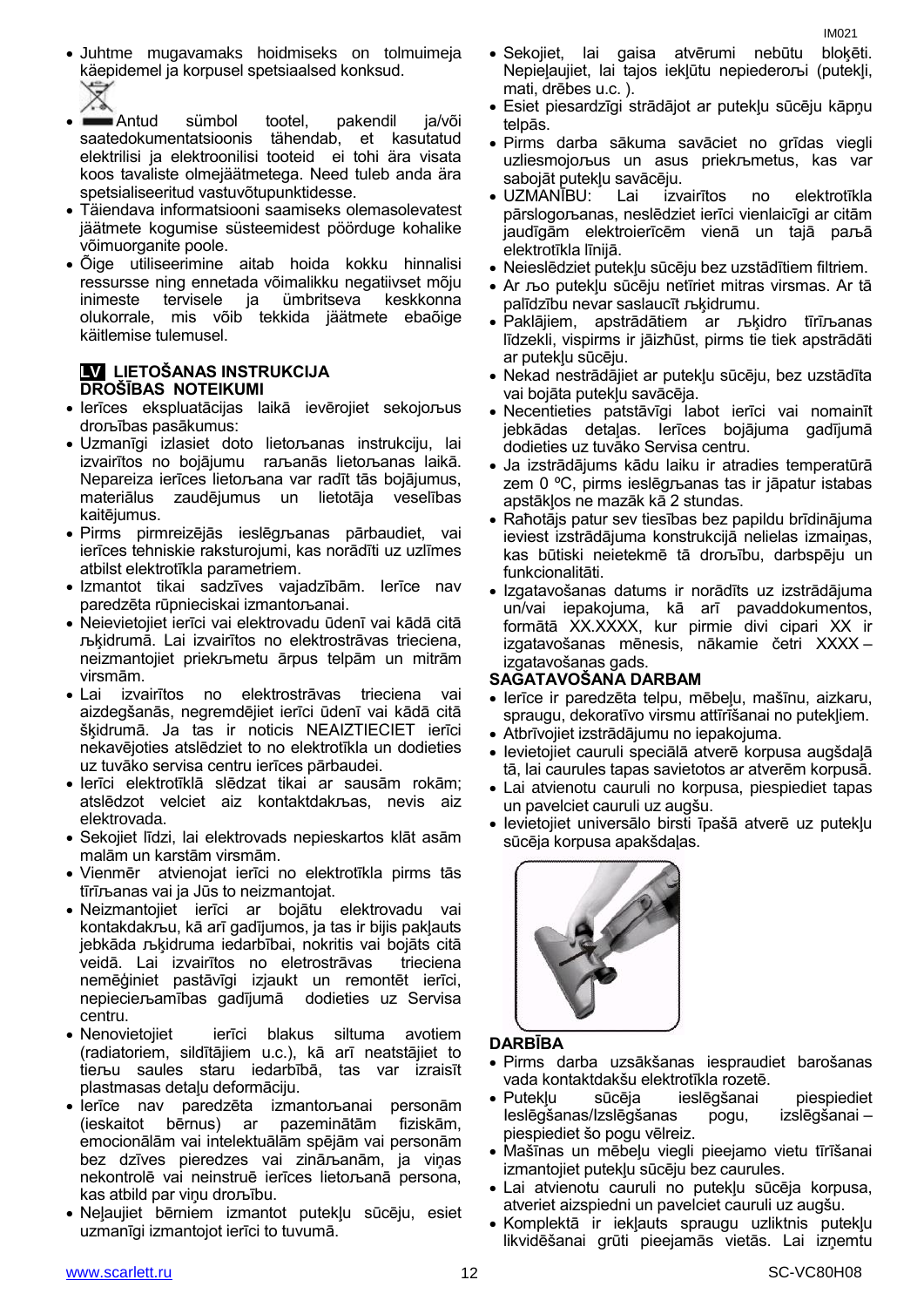- Juhtme mugavamaks hoidmiseks on tolmuimeja käepidemel ja korpusel spetsiaalsed konksud.
- Antud sümbol tootel, pakendil ja/või saatedokumentatsioonis tähendab, et kasutatud elektrilisi ja elektroonilisi tooteid ei tohi ära visata koos tavaliste olmejäätmetega. Need tuleb anda ära spetsialiseeritud vastuvõtupunktidesse.
- Täiendava informatsiooni saamiseks olemasolevatest jäätmete kogumise süsteemidest pöörduge kohalike võimuorganite poole.
- Õige utiliseerimine aitab hoida kokku hinnalisi ressursse ning ennetada võimalikku negatiivset mõju inimeste tervisele ja ümbritseva keskkonna olukorrale, mis võib tekkida jäätmete ebaõige käitlemise tulemusel.

## LV LIETOŠANAS INSTRUKCIJA

### DROŠĪBAS NOTEIKUMI

- Ierīces ekspluatācijas laikā ievērojiet sekojošus drošības pasākumus:
- Uzmanīgi izlasiet doto lietošanas instrukciju, lai izvairītos no bojājumu rašanās lietošanas laikā. Nepareiza ierīces lietošana var radīt tās bojājumus, materiālus zaudējumus un lietotāja veselības kaitējumus.
- Pirms pirmreizējās ieslēgšanas pārbaudiet, vai ierīces tehniskie raksturojumi, kas norādīti uz uzlīmes atbilst elektrotīkla parametriem.
- Izmantot tikai sadzīves vajadzībām. Ierīce nav paredzēta rūpnieciskai izmantošanai.
- Neievietojiet ierīci vai elektrovadu ūdenī vai kādā citā šķidrumā. Lai izvairītos no elektrostrāvas trieciena, neizmantojiet priekšmetu ārpus telpām un mitrām virsmām.
- Lai izvairītos no elektrostrāvas trieciena vai aizdegšanās, negremdējiet ierīci ūdenī vai kādā citā šķidrumā. Ja tas ir noticis NEAIZTIECIET ierīci nekavējoties atslēdziet to no elektrotīkla un dodieties uz tuvāko servisa centru ierīces pārbaudei.
- Ierīci elektrotīklā slēdzat tikai ar sausām rokām; atslēdzot velciet aiz kontaktdakšas, nevis aiz elektrovada.
- Sekojiet līdzi, lai elektrovads nepieskartos klāt asām malām un karstām virsmām.
- Vienmēr atvienojat ierīci no elektrotīkla pirms tās tīrīšanas vai ja Jūs to neizmantojat.
- Neizmantojiet ierīci ar bojātu elektrovadu vai kontakdakšu, kā arī gadījumos, ja tas ir bijis pakļauts jebkāda šķidruma iedarbībai, nokritis vai bojāts citā veidā. Lai izvairītos no eletrostrāvas trieciena nemēģiniet pastāvīgi izjaukt un remontēt ierīci, nepieciešamības gadījumā dodieties uz Servisa centru.
- Nenovietojiet ierīci blakus siltuma avotiem (radiatoriem, sildītājiem u.c.), kā arī neatstājiet to tiešu saules staru iedarbībā, tas var izraisīt plastmasas detaļu deformāciju.
- Ierīce nav paredzēta izmantošanai personām (ieskaitot bērnus) ar pazeminātām fiziskām, emocionālām vai intelektuālām spējām vai personām bez dzīves pieredzes vai zināšanām, ja viņas nekontrolē vai neinstruē ierīces lietošanā persona, kas atbild par viņu drošību.
- Neļaujiet bērniem izmantot putekļu sūcēju, esiet uzmanīgi izmantojot ierīci to tuvumā.
- Sekojiet, lai gaisa atvērumi nebūtu bloķēti. Nepieļaujiet, lai tajos iekļūtu nepiederoši (putekļi, mati, drēbes u.c. ).
- Esiet piesardzīgi strādājot ar putekļu sūcēju kāpņu telpās.
- Pirms darba sākuma savāciet no grīdas viegli uzliesmojošus un asus priekšmetus, kas var sabojāt putekļu savācēju.
- UZMANĪBU: Lai izvairītos no elektrotīkla pārslogošanas, neslēdziet ierīci vienlaicīgi ar citām jaudīgām elektroierīcēm vienā un tajā pašā elektrotīkla līnijā.
- Neieslēdziet putekļu sūcēju bez uzstādītiem filtriem.
- Ar šo putekļu sūcēju netīriet mitras virsmas. Ar tā palīdzību nevar saslaucīt šķidrumu.
- Paklājiem, apstrādātiem ar šķidro tīrīšanas līdzekli, vispirms ir jāizžūst, pirms tie tiek apstrādāti ar putekļu sūcēju.
- Nekad nestrādājiet ar putekļu sūcēju, bez uzstādīta vai bojāta putekļu savācēja.
- Necentieties patstāvīgi labot ierīci vai nomainīt jebkādas detaļas. Ierīces bojājuma gadījumā dodieties uz tuvāko Servisa centru.
- Ja izstrādājums kādu laiku ir atradies temperatūrā zem 0 ºC, pirms ieslēgšanas tas ir jāpatur istabas apstākļos ne mazāk kā 2 stundas.
- Ražotājs patur sev tiesības bez papildu brīdinājuma ieviest izstrādājuma konstrukcijā nelielas izmaiņas, kas būtiski neietekmē tā drošību, darbspēju un funkcionalitāti.
- Izgatavošanas datums ir norādīts uz izstrādājuma un/vai iepakojuma, kā arī pavaddokumentos, formātā XX.XXXX, kur pirmie divi cipari XX ir izgatavošanas mēnesis, nākamie četri XXXX – izgatavošanas gads.

### SAGATAVOŠANA DARBAM

- Ierīce ir paredzēta telpu, mēbeļu, mašīnu, aizkaru, spraugu, dekoratīvo virsmu attīrīšanai no putekļiem.
- Atbrīvojiet izstrādājumu no iepakojuma.
- Ievietojiet cauruli speciālā atverē korpusa augšdaļā tā, lai caurules tapas savietotos ar atverēm korpusā.
- Lai atvienotu cauruli no korpusa, piespiediet tapas un pavelciet cauruli uz augšu.
- Ievietojiet universālo birsti īpašā atverē uz putekļu sūcēja korpusa apakšdaļas.

### DARBĪBA

- Pirms darba uzsākšanas iespraudiet barošanas vada kontaktdakšu elektrotīkla rozetē.
- Putekļu sūcēja ieslēgšanai piespiediet Ieslēgšanas/Izslēgšanas pogu, izslēgšanai – piespiediet šo pogu vēlreiz.
- Mašīnas un mēbeļu viegli pieejamo vietu tīrīšanai izmantojiet putekļu sūcēju bez caurules.
- Lai atvienotu cauruli no putekļu sūcēja korpusa, atveriet aizspiedni un pavelciet cauruli uz augšu.
- Komplektā ir iekļauts spraugu uzliktnis putekļu likvidēšanai grūti pieejamās vietās. Lai izņemtu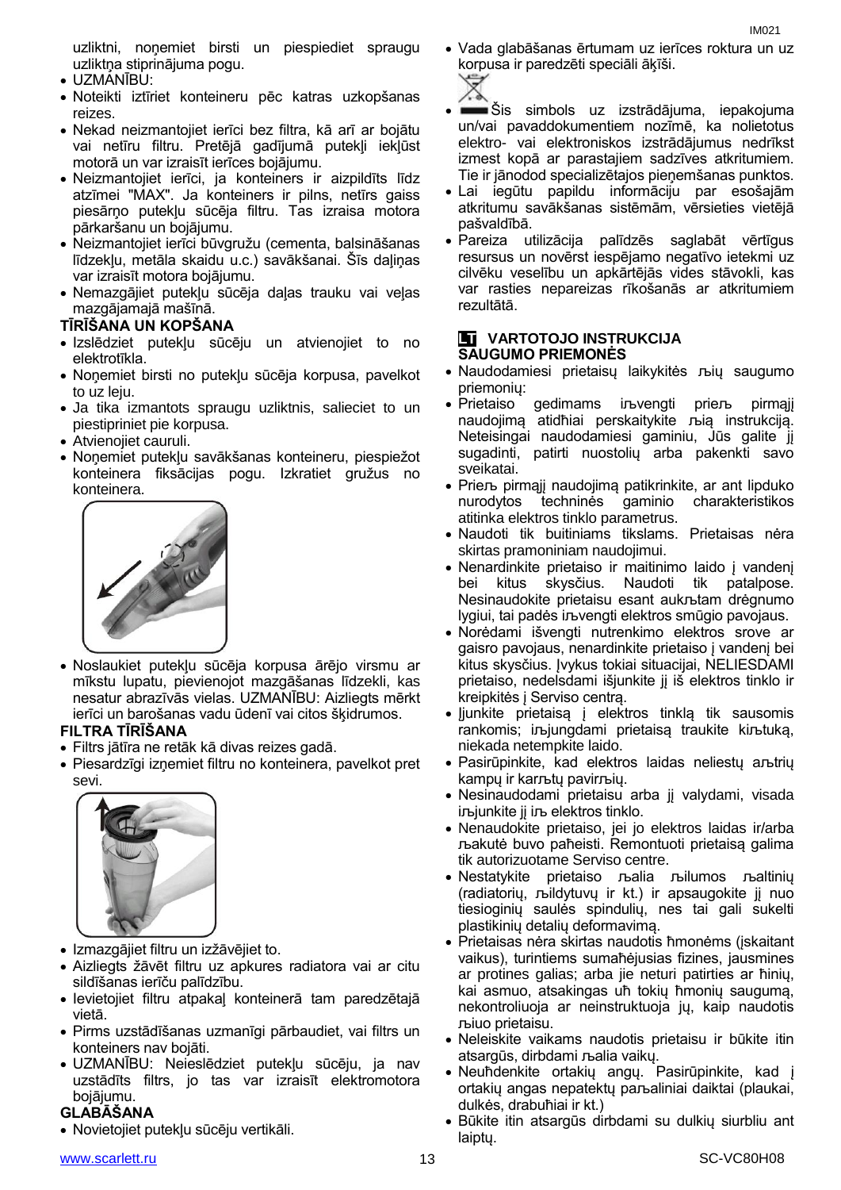uzliktni, noņemiet birsti un piespiediet spraugu uzliktņa stiprinājuma pogu.

- UZMANĪBU:
- Noteikti iztīriet konteineru pēc katras uzkopšanas reizes.
- Nekad neizmantojiet ierīci bez filtra, kā arī ar bojātu vai netīru filtru. Pretējā gadījumā putekļi iekļūst motorā un var izraisīt ierīces bojājumu.
- Neizmantojiet ierīci, ja konteiners ir aizpildīts līdz atzīmei "MAX". Ja konteiners ir pilns, netīrs gaiss piesārņo putekļu sūcēja filtru. Tas izraisa motora pārkaršanu un bojājumu.
- Neizmantojiet ierīci būvgružu (cementa, balsināšanas līdzekļu, metāla skaidu u.c.) savākšanai. Šīs daļiņas var izraisīt motora bojājumu.
- Nemazgājiet putekļu sūcēja daļas trauku vai veļas mazgājamajā mašīnā.

**TĪRĪŠANA UN KOPŠANA**

- Izslēdziet putekļu sūcēju un atvienojiet to no elektrotīkla.
- Noņemiet birsti no putekļu sūcēja korpusa, pavelkot to uz leju.
- Ja tika izmantots spraugu uzliktnis, salieciet to un piestipriniet pie korpusa.
- Atvienojiet cauruli.
- Noņemiet putekļu savākšanas konteineru, piespiežot konteinera fiksācijas pogu. Izkratiet gružus no konteinera.
- Noslaukiet putekļu sūcēja korpusa ārējo virsmu ar mīkstu lupatu, pievienojot mazgāšanas līdzekli, kas nesatur abrazīvās vielas. UZMANĪBU: Aizliegts mērkt ierīci un barošanas vadu ūdenī vai citos šķidrumos.

**FILTRA TĪRĪŠANA**

- Filtrs jātīra ne retāk kā divas reizes gadā.
- Piesardzīgi izņemiet filtru no konteinera, pavelkot pret sevi.
- Izmazgājiet filtru un izžāvējiet to.
- Aizliegts žāvēt filtru uz apkures radiatora vai ar citu sildīšanas ierīču palīdzību.
- Ievietojiet filtru atpakaļ konteinerā tam paredzētajā vietā.
- Pirms uzstādīšanas uzmanīgi pārbaudiet, vai filtrs un konteiners nav bojāti.
- UZMANĪBU: Neieslēdziet putekļu sūcēju, ja nav uzstādīts filtrs, jo tas var izraisīt elektromotora bojājumu.

**GLABĀŠANA**

- Novietojiet putekļu sūcēju vertikāli.
- Vada glabāšanas ērtumam uz ierīces roktura un uz korpusa ir paredzēti speciāli āķīši.
- Šis simbols uz izstrādājuma, iepakojuma un/vai pavaddokumentiem nozīmē, ka nolietotus elektro- vai elektroniskos izstrādājumus nedrīkst izmest kopā ar parastajiem sadzīves atkritumiem. Tie ir jānodod specializētajos pieņemšanas punktos.
- Lai iegūtu papildu informāciju par esošajām atkritumu savākšanas sistēmām, vērsieties vietējā pašvaldībā.
- Pareiza utilizācija palīdzēs saglabāt vērtīgus resursus un novērst iespējamo negatīvo ietekmi uz cilvēku veselību un apkārtējās vides stāvokli, kas var rasties nepareizas rīkošanās ar atkritumiem rezultātā.

## LT VARTOTOJO INSTRUKCIJA

**SAUGUMO PRIEMONĖS**

- Naudodamiesi prietaisų laikykitės ѕių saugumo priemonių:
- Prietaiso gedimams išvengti prieѕ pirmąjį naudojimą atidћiai perskaitykite ѕią instrukciją. Neteisingai naudodamiesi gaminiu, Jūs galite jį sugadinti, patirti nuostolių arba pakenkti savo sveikatai.
- Prieѕ pirmąjį naudojimą patikrinkite, ar ant lipduko nurodytos techninės gaminio charakteristikos atitinka elektros tinklo parametrus.
- Naudoti tik buitiniams tikslams. Prietaisas nėra skirtas pramoniniam naudojimui.
- Nenardinkite prietaiso ir maitinimo laido į vandenį bei kitus skysčius. Naudoti tik patalpose. Nesinaudokite prietaisu esant aukѕtam drėgnumo lygiui, tai padės išvengti elektros smūgio pavojaus.
- Norėdami išvengti nutrenkimo elektros srove ar gaisro pavojaus, nenardinkite prietaiso į vandenį bei kitus skysčius. Įvykus tokiai situacijai, NELIESDAMI prietaiso, nedelsdami išjunkite jį iš elektros tinklo ir kreipkitės į Serviso centrą.
- Įjunkite prietaisą į elektros tinklą tik sausomis rankomis; išjungdami prietaisą traukite kiѕtuką, niekada netempkite laido.
- Pasirūpinkite, kad elektros laidas neliestų aѕtrių kampų ir karѕtų paviršių.
- Nesinaudodami prietaisu arba jį valydami, visada išjunkite jį iš elektros tinklo.
- Nenaudokite prietaiso, jei jo elektros laidas ir/arba ѕakutė buvo paћeisti. Remontuoti prietaisą galima tik autorizuotame Serviso centre.
- Nestatykite prietaiso ѕalia ѕilumos ѕaltinių (radiatorių, ѕildytuvų ir kt.) ir apsaugokite jį nuo tiesioginių saulės spindulių, nes tai gali sukelti plastikinių detalių deformavimą.
- Prietaisas nėra skirtas naudotis ћmonėms (įskaitant vaikus), turintiems sumaћėjusias fizines, jausmines ar protines galias; arba jie neturi patirties ar ћinių, kai asmuo, atsakingas uћ tokių ћmonių saugumą, nekontroliuoja ar neinstruktuoja jų, kaip naudotis ѕiuo prietaisu.
- Neleiskite vaikams naudotis prietaisu ir būkite itin atsargūs, dirbdami ѕalia vaikų.
- Neuћdenkite ortakių angų. Pasirūpinkite, kad į ortakių angas nepatektų paѕaliniai daiktai (plaukai, dulkės, drabuћiai ir kt.)
- Būkite itin atsargūs dirbdami su dulkių siurbliu ant laiptų.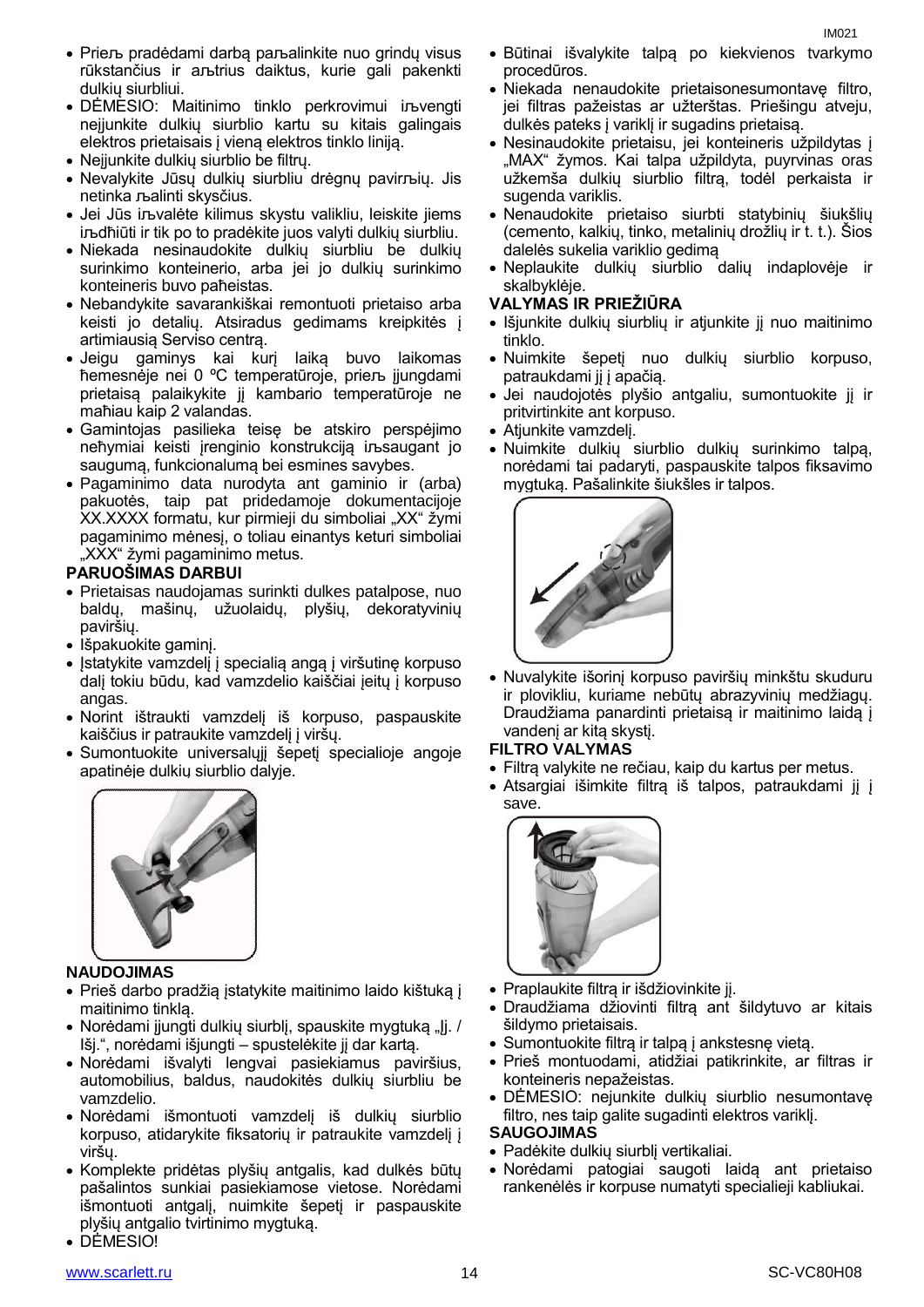- Prieъ pradėdami darbą paъalinkite nuo grindų visus rūkstančius ir aъtrius daiktus, kurie gali pakenkti dulkių siurbliui.
- DĖMESIO: Maitinimo tinklo perkrovimui iъvengti neįjunkite dulkių siurblio kartu su kitais galingais elektros prietaisais į vieną elektros tinklo liniją.
- Neįjunkite dulkių siurblio be filtrų.
- Nevalykite Jūsų dulkių siurbliu drėgnų pavirъių. Jis netinka ъalinti skysčius.
- Jei Jūs iъvalėte kilimus skystu valikliu, leiskite jiems iъdћiūti ir tik po to pradėkite juos valyti dulkių siurbliu.
- Niekada nesinaudokite dulkių siurbliu be dulkių surinkimo konteinerio, arba jei jo dulkių surinkimo konteineris buvo paћeistas.
- Nebandykite savarankiškai remontuoti prietaiso arba keisti jo detalių. Atsiradus gedimams kreipkitės į artimiausią Serviso centrą.
- Jeigu gaminys kai kurį laiką buvo laikomas ћemesnėje nei 0 ºC temperatūroje, prieъ įjungdami prietaisą palaikykite jį kambario temperatūroje ne maћiau kaip 2 valandas.
- Gamintojas pasilieka teisę be atskiro perspėjimo neћymiai keisti įrenginio konstrukciją iъsaugant jo saugumą, funkcionalumą bei esmines savybes.
- Pagaminimo data nurodyta ant gaminio ir (arba) pakuotės, taip pat pridedamoje dokumentacijoje XX.XXXX formatu, kur pirmieji du simboliai „XX“ žymi pagaminimo mėnesį, o toliau einantys keturi simboliai „XXX“ žymi pagaminimo metus.

**PARUOŠIMAS DARBUI**

- Prietaisas naudojamas surinkti dulkes patalpose, nuo baldų, mašinų, užuolaidų, plyšių, dekoratyvinių paviršių.
- Išpakuokite gaminį.
- Įstatykite vamzdelį į specialią angą į viršutinę korpuso dalį tokiu būdu, kad vamzdelio kaiščiai įeitų į korpuso angas.
- Norint ištraukti vamzdelį iš korpuso, paspauskite kaiščius ir patraukite vamzdelį į viršų.
- Sumontuokite universalųjį šepetį specialioje angoje apatinėje dulkių siurblio dalyje.

**NAUDOJIMAS**

- Prieš darbo pradžią įstatykite maitinimo laido kištuką į maitinimo tinklą.
- Norėdami įjungti dulkių siurblį, spauskite mygtuką „Įj. / Išj.“, norėdami išjungti – spustelėkite jį dar kartą.
- Norėdami išvalyti lengvai pasiekiamus paviršius, automobilius, baldus, naudokitės dulkių siurbliu be vamzdelio.
- Norėdami išmontuoti vamzdelį iš dulkių siurblio korpuso, atidarykite fiksatorių ir patraukite vamzdelį į viršų.
- Komplekte pridėtas plyšių antgalis, kad dulkės būtų pašalintos sunkiai pasiekiamose vietose. Norėdami išmontuoti antgalį, nuimkite šepetį ir paspauskite plyšių antgalio tvirtinimo mygtuką.
- DĖMESIO!
- Būtinai išvalykite talpą po kiekvienos tvarkymo procedūros.
- Niekada nenaudokite prietaisonesumontavę filtro, jei filtras pažeistas ar užterštas. Priešingu atveju, dulkės pateks į variklį ir sugadins prietaisą.
- Nesinaudokite prietaisu, jei konteineris užpildytas į „MAX“ žymos. Kai talpa užpildyta, puyrvinas oras užkemša dulkių siurblio filtrą, todėl perkaista ir sugenda variklis.
- Nenaudokite prietaiso siurbti statybinių šiukšlių (cemento, kalkių, tinko, metalinių drožlių ir t. t.). Šios dalelės sukelia variklio gedimą
- Neplaukite dulkių siurblio dalių indaplovėje ir skalbyklėje.

**VALYMAS IR PRIEŽIŪRA**

- Išjunkite dulkių siurblių ir atjunkite jį nuo maitinimo tinklo.
- Nuimkite šepetį nuo dulkių siurblio korpuso, patraukdami jį į apačią.
- Jei naudojotės plyšio antgaliu, sumontuokite jį ir pritvirtinkite ant korpuso.
- Atjunkite vamzdelį.
- Nuimkite dulkių siurblio surinkimo talpą, norėdami tai padaryti, paspauskite talpos fiksavimo mygtuką. Pašalinkite šiukšles ir talpos.
- Nuvalykite išorinį korpuso paviršių minkštu skuduru ir plovikliu, kuriame nebūtų abrazyvinių medžiagų. Draudžiama panardinti prietaisą ir maitinimo laidą į vandenį ar kitą skystį.

**FILTRO VALYMAS**

- Filtrą valykite ne rečiau, kaip du kartus per metus.
- Atsargiai išimkite filtrą iš talpos, patraukdami jį į save.
- Praplaukite filtrą ir išdžiovinkite jį.
- Draudžiama džiovinti filtrą ant šildytuvo ar kitais šildymo prietaisais.
- Sumontuokite filtrą ir talpą į ankstesnę vietą.
- Prieš montuodami, atidžiai patikrinkite, ar filtras ir konteineris nepažeistas.
- DĖMESIO: nejunkite dulkių siurblio nesumontavę filtro, nes taip galite sugadinti elektros variklį.

**SAUGOJIMAS**

- Padėkite dulkių siurblį vertikaliai.
- Norėdami patogiai saugoti laidą ant prietaiso rankenėlės ir korpuse numatyti specialieji kabliukai.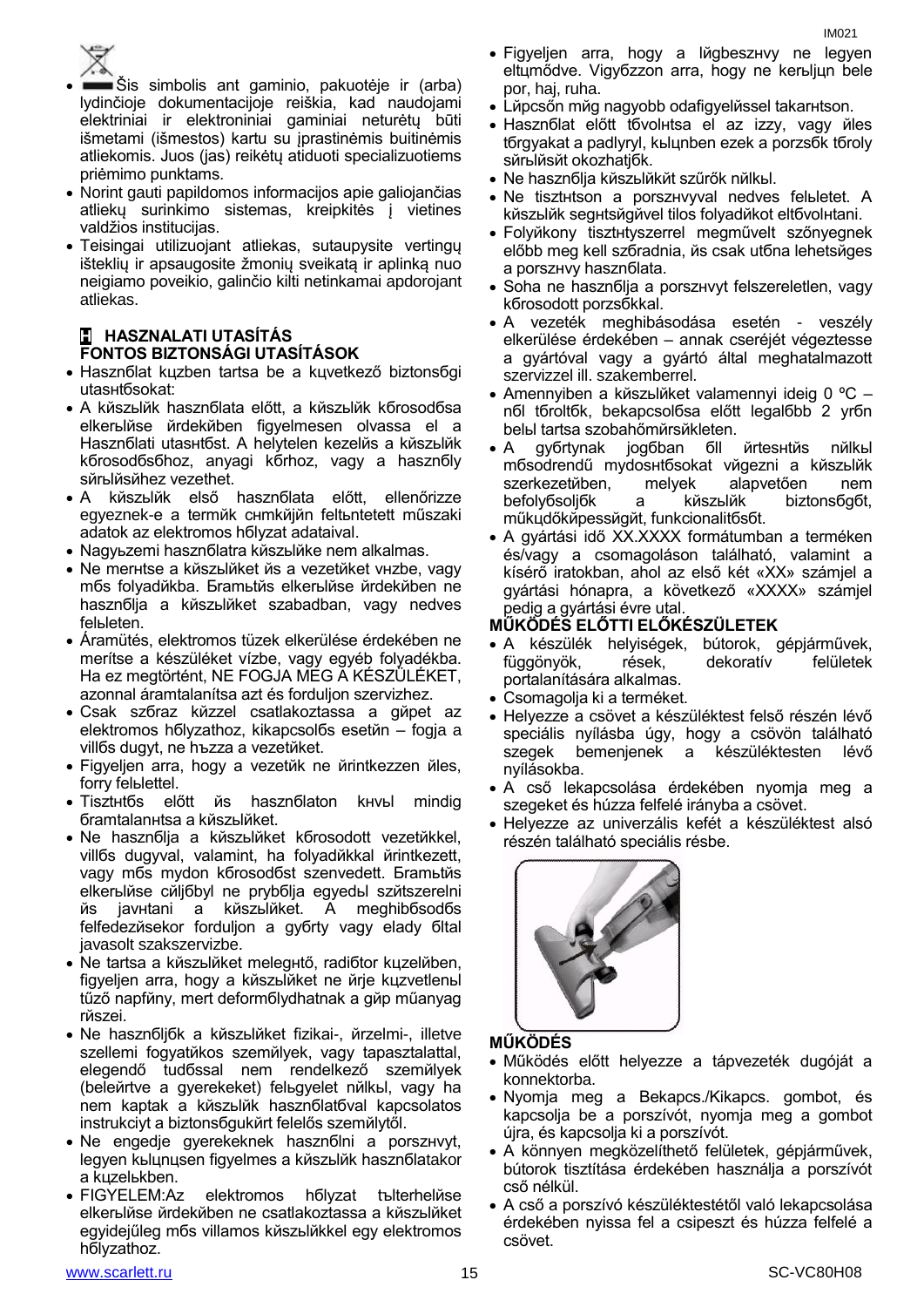- Šis simbolis ant gaminio, pakuotėje ir (arba) lydinčioje dokumentacijoje reiškia, kad naudojami elektriniai ir elektroniniai gaminiai neturėtų būti išmetami (išmestos) kartu su įprastinėmis buitinėmis atliekomis. Juos (jas) reikėtų atiduoti specializuotiems priėmimo punktams.
- Norint gauti papildomos informacijos apie galiojančias atliekų surinkimo sistemas, kreipkitės į vietines valdžios institucijas.
- Teisingai utilizuojant atliekas, sutaupysite vertingų išteklių ir apsaugosite žmonių sveikatą ir aplinką nuo neigiamo poveikio, galinčio kilti netinkamai apdorojant atliekas.

## H HASZNALATI UTASÍTÁS

### FONTOS BIZTONSÁGI UTASÍTÁSOK

- Hasznбlat kцzben tartsa be a kцvetkező biztonsбgi utasнtбsokat:
- A kйszьlйk hasznбlata előtt, a kйszьlйk kбrosodбsa elkerьlйse йrdekйben figyelmesen olvassa el a Hasznбlati utasнtбst. A helytelen kezelйs a kйszьlйk kбrosodбsбhoz, anyagi kбrhoz, vagy a hasznбly sйrьlйsйhez vezethet.
- A kйszьlйk első hasznбlata előtt, ellenőrizze egyeznek-e a termйk cнmkйjйn feltьntetett műszaki adatok az elektromos hбlyzat adataival.
- Nagyьzemi hasznбlatra kйszьlйke nem alkalmas.
- Ne merнtse a kйszьlйket йs a vezetйket vнzbe, vagy mбs folyadйkba. Бramьtйs elkerьlйse йrdekйben ne hasznбlja a kйszьlйket szabadban, vagy nedves felьleten.
- Áramütés, elektromos tüzek elkerülése érdekében ne merítse a készüléket vízbe, vagy egyéb folyadékba. Ha ez megtörtént, NE FOGJA MEG A KÉSZÜLÉKET, azonnal áramtalanítsa azt és forduljon szervizhez.
- Csak szбraz kйzzel csatlakoztassa a gйpet az elektromos hбlyzathoz, kikapcsolбs esetйn – fogja a villбs dugyt, ne hъzza a vezetйket.
- Figyeljen arra, hogy a vezetйk ne йrintkezzen йles, forry felьlettel.
- Tisztнtбs előtt йs hasznбlaton kнvьl mindig бramtalanнtsa a kйszьlйket.
- Ne hasznбlja a kйszьlйket kбrosodott vezetйkkel, villбs dugyval, valamint, ha folyadйkkal йrintkezett, vagy mбs mydon kбrosodбst szenvedett. Бramьtйs elkerьlйse cйljбbyl ne prybбlja egyedьl szйtszerelni йs javнtani a kйszьlйket. A meghibбsodбs felfedezйsekor forduljon a gyбrty vagy elady бltal javasolt szakszervizbe.
- Ne tartsa a kйszьlйket melegнtő, radiбtor kцzelйben, figyeljen arra, hogy a kйszьlйket ne йrje kцzvetlenьl tűző napfйny, mert deformбlydhatnak a gйp műanyag rйszei.
- Ne hasznбljбk a kйszьlйket fizikai-, йrzelmi-, illetve szellemi fogyatйkos személyek, vagy tapasztalattal, elegendő tudбssal nem rendelkező szemйlyek (beleйrtve a gyerekeket) felьgyelet nйlkьl, vagy ha nem kaptak a kйszьlйk hasznбlatбval kapcsolatos instrukciyt a biztonsбgukйrt felelős szemйlytől.
- Ne engedje gyerekeknek hasznбlni a porszнvyt, legyen kьlцnцsen figyelmes a kйszьlйk hasznбlatakor a kцzelьkben.
- FIGYELEM:Az elektromos hбlyzat tъlterhelйse elkerьlйse йrdekйben ne csatlakoztassa a kйszьlйket egyidejűleg mбs villamos kйszьlйkkel egy elektromos hбlyzathoz.
- Figyeljen arra, hogy a lйgbeszнvy ne legyen eltцmődve. Vigyбzzon arra, hogy ne kerьljцn bele por, haj, ruha.
- Lйpcsőn mйg nagyobb odafigyelйssel takarнtson.
- Hasznбlat előtt tбvolнtsa el az izzy, vagy йles tбrgyakat a padlyryl, kьlцnben ezek a porzsбk tбroly sйrьlйsйt okozhatjбk.
- Ne hasznбlja kйszьlйkйt szűrők nйlkьl.
- Ne tisztнtson a porszнvyval nedves felьletet. A kйszьlйk segнtsйgйvel tilos folyadйkot eltбvolнtani.
- Folyйkony tisztнtyszerrel megművelt szőnyegnek előbb meg kell szбradnia, йs csak utбna lehetsйges a porszнvy hasznбlata.
- Soha ne hasznбlja a porszнvyt felszereletlen, vagy kбrosodott porzsбkkal.
- A vezeték meghibásodása esetén - veszély elkerülése érdekében – annak cseréjét végeztesse a gyártóval vagy a gyártó által meghatalmazott szervizzel ill. szakemberrel.
- Amennyiben a kйszьlйket valamennyi ideig 0 ºC – nбl tбroltбk, bekapcsolбsa előtt legalбbb 2 уrбn belьl tartsa szobahőmйrsйkleten.
- A gybrtynak jogбban бll йrtesнtйs nйlkьl mбsodrendű mydosнtбsokat vйgezni a kйszьlйk szerkezetйben, melyek alapvetően nem befolyбsoljбk a kйszьlйk biztonsбgбt, műkцdőkйpessйgйt, funkcionalitбsбt.
- A gyártási idő XX.XXXX formátumban a terméken és/vagy a csomagoláson található, valamint a kísérő iratokban, ahol az első két «XX» számjel a gyártási hónapra, a következő «XXXX» számjel pedig a gyártási évre utal.

### MŰKÖDÉS ELŐTTI ELŐKÉSZÜLETEK

- A készülék helyiségek, bútorok, gépjárművek, függönyök, rések, dekoratív felületek portalanítására alkalmas.
- Csomagolja ki a terméket.
- Helyezze a csövet a készüléktest felső részén lévő speciális nyílásba úgy, hogy a csövön található szegek bemenjenek a készüléktesten lévő nyílásokba.
- A cső lekapcsolása érdekében nyomja meg a szegeket és húzza felfelé irányba a csövet.
- Helyezze az univerzális kefét a készüléktest alsó részén található speciális résbe.

### MŰKÖDÉS

- Működés előtt helyezze a tápvezeték dugóját a konnektorba.
- Nyomja meg a Bekapcs./Kikapcs. gombot, és kapcsolja be a porszívót, nyomja meg a gombot újra, és kapcsolja ki a porszívót.
- A könnyen megközelíthető felületek, gépjárművek, bútorok tisztítása érdekében használja a porszívót cső nélkül.
- A cső a porszívó készüléktestétől való lekapcsolása érdekében nyissa fel a csipeszt és húzza felfelé a csövet.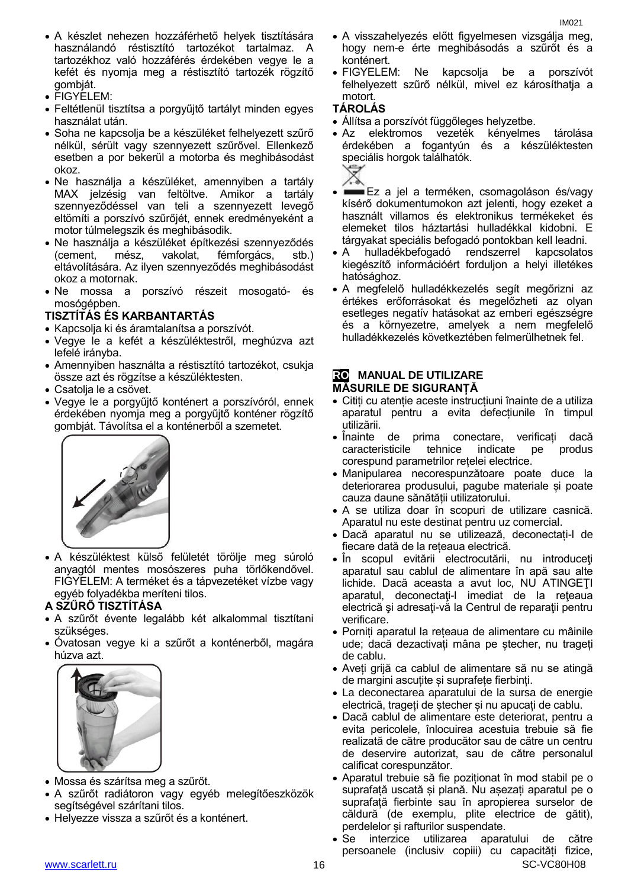- A készlet nehezen hozzáférhető helyek tisztítására használandó réstisztító tartozékot tartalmaz. A tartozékhoz való hozzáférés érdekében vegye le a kefét és nyomja meg a réstisztító tartozék rögzítő gombját.
- FIGYELEM:
- Feltétlenül tisztítsa a porgyűjtő tartályt minden egyes használat után.
- Soha ne kapcsolja be a készüléket felhelyezett szűrő nélkül, sérült vagy szennyezett szűrővel. Ellenkező esetben a por bekerül a motorba és meghibásodást okoz.
- Ne használja a készüléket, amennyiben a tartály MAX jelzésig van feltöltve. Amikor a tartály szennyeződéssel van teli a szennyezett levegő eltömíti a porszívó szűrőjét, ennek eredményeként a motor túlmelegszik és meghibásodik.
- Ne használja a készüléket építkezési szennyeződés (cement, mész, vakolat, fémforgács, stb.) eltávolítására. Az ilyen szennyeződés meghibásodást okoz a motornak.
- Ne mossa a porszívó részeit mosogató- és mosógépben.

**TISZTÍTÁS ÉS KARBANTARTÁS**

- Kapcsolja ki és áramtalanítsa a porszívót.
- Vegye le a kefét a készüléktestről, meghúzva azt lefelé irányba.
- Amennyiben használta a réstisztító tartozékot, csukja össze azt és rögzítse a készüléktesten.
- Csatolja le a csövet.
- Vegye le a porgyűjtő konténert a porszívóról, ennek érdekében nyomja meg a porgyűjtő konténer rögzítő gombját. Távolítsa el a konténerből a szemetet.
- A készüléktest külső felületét törölje meg súroló anyagtól mentes mosószeres puha törlőkendővel. FIGYELEM: A terméket és a tápvezetéket vízbe vagy egyéb folyadékba meríteni tilos.

**A SZŰRŐ TISZTÍTÁSA**

- A szűrőt évente legalább két alkalommal tisztítani szükséges.
- Óvatosan vegye ki a szűrőt a konténerből, magára húzva azt.
- Mossa és szárítsa meg a szűrőt.
- A szűrőt radiátoron vagy egyéb melegítőeszközök segítségével szárítani tilos.
- Helyezze vissza a szűrőt és a konténert.
- A visszahelyezés előtt figyelmesen vizsgálja meg, hogy nem-e érte meghibásodás a szűrőt és a konténert.
- FIGYELEM: Ne kapcsolja be a porszívót felhelyezett szűrő nélkül, mivel ez károsíthatja a motort.

**TÁROLÁS**

- Állítsa a porszívót függőleges helyzetbe.
- Az elektromos vezeték kényelmes tárolása érdekében a fogantyún és a készüléktesten speciális horgok találhatók.
- Ez a jel a terméken, csomagoláson és/vagy kísérő dokumentumokon azt jelenti, hogy ezeket a használt villamos és elektronikus termékeket és elemeket tilos háztartási hulladékkal kidobni. E tárgyakat speciális befogadó pontokban kell leadni.
- A hulladékbefogadó rendszerrel kapcsolatos kiegészítő információért forduljon a helyi illetékes hatósághoz.
- A megfelelő hulladékkezelés segít megőrizni az értékes erőforrásokat és megelőzheti az olyan esetleges negatív hatásokat az emberi egészségre és a környezetre, amelyek a nem megfelelő hulladékkezelés következtében felmerülhetnek fel.

**RO MANUAL DE UTILIZARE**

**MĂSURILE DE SIGURANȚĂ**

- Citiți cu atenție aceste instrucțiuni înainte de a utiliza aparatul pentru a evita defecțiunile în timpul utilizării.
- Înainte de prima conectare, verificați dacă caracteristicile tehnice indicate pe produs corespund parametrilor rețelei electrice.
- Manipularea necorespunzătoare poate duce la deteriorarea produsului, pagube materiale și poate cauza daune sănătății utilizatorului.
- A se utiliza doar în scopuri de utilizare casnică. Aparatul nu este destinat pentru uz comercial.
- Dacă aparatul nu se utilizează, deconectați-l de fiecare dată de la rețeaua electrică.
- În scopul evitării electrocutării, nu introduceţi aparatul sau cablul de alimentare în apă sau alte lichide. Dacă aceasta a avut loc, NU ATINGEŢI aparatul, deconectaţi-l imediat de la reţeaua electrică şi adresaţi-vă la Centrul de reparaţii pentru verificare.
- Porniți aparatul la rețeaua de alimentare cu mâinile ude; dacă dezactivați mâna pe ștecher, nu trageți de cablu.
- Aveți grijă ca cablul de alimentare să nu se atingă de margini ascuțite și suprafețe fierbinți.
- La deconectarea aparatului de la sursa de energie electrică, trageți de ștecher și nu apucați de cablu.
- Dacă cablul de alimentare este deteriorat, pentru a evita pericolele, înlocuirea acestuia trebuie să fie realizată de către producător sau de către un centru de deservire autorizat, sau de către personalul calificat corespunzător.
- Aparatul trebuie să fie poziționat în mod stabil pe o suprafață uscată și plană. Nu așezați aparatul pe o suprafață fierbinte sau în apropierea surselor de căldură (de exemplu, plite electrice de gătit), perdelelor și rafturilor suspendate.
- Se interzice utilizarea aparatului de către persoanele (inclusiv copiii) cu capacități fizice,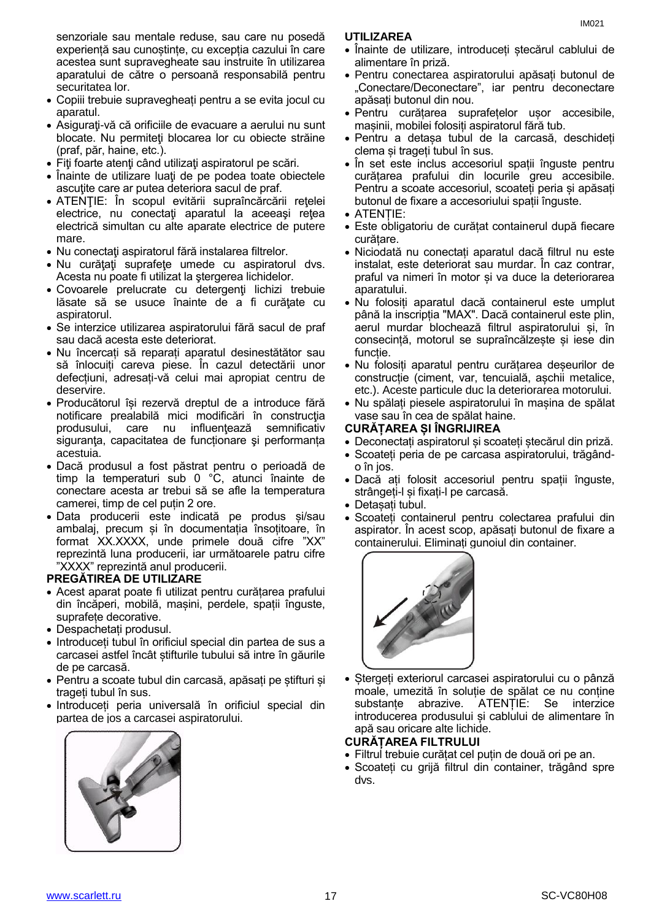senzoriale sau mentale reduse, sau care nu posedă experiență sau cunoștințe, cu excepția cazului în care acestea sunt supravegheate sau instruite în utilizarea aparatului de către o persoană responsabilă pentru securitatea lor.

- Copiii trebuie supravegheați pentru a se evita jocul cu aparatul.
- Asiguraţi-vă că orificiile de evacuare a aerului nu sunt blocate. Nu permiteţi blocarea lor cu obiecte străine (praf, păr, haine, etc.).
- Fiţi foarte atenţi când utilizaţi aspiratorul pe scări.
- Înainte de utilizare luaţi de pe podea toate obiectele ascuţite care ar putea deteriora sacul de praf.
- ATENŢIE: În scopul evitării supraîncărcării reţelei electrice, nu conectaţi aparatul la aceeaşi reţea electrică simultan cu alte aparate electrice de putere mare.
- Nu conectaţi aspiratorul fără instalarea filtrelor.
- Nu curăţaţi suprafeţe umede cu aspiratorul dvs. Acesta nu poate fi utilizat la ştergerea lichidelor.
- Covoarele prelucrate cu detergenţi lichizi trebuie lăsate să se usuce înainte de a fi curăţate cu aspiratorul.
- Se interzice utilizarea aspiratorului fără sacul de praf sau dacă acesta este deteriorat.
- Nu încercați să reparați aparatul desinestătător sau să înlocuiți careva piese. În cazul detectării unor defecțiuni, adresați-vă celui mai apropiat centru de deservire.
- Producătorul își rezervă dreptul de a introduce fără notificare prealabilă mici modificări în construcţia produsului, care nu influenţează semnificativ siguranţa, capacitatea de funcţionare şi performanţa acestuia.
- Dacă produsul a fost păstrat pentru o perioadă de timp la temperaturi sub 0 °C, atunci înainte de conectare acesta ar trebui să se afle la temperatura camerei, timp de cel puțin 2 ore.
- Data producerii este indicată pe produs și/sau ambalaj, precum și în documentația însoțitoare, în format XX.XXXX, unde primele două cifre "XX" reprezintă luna producerii, iar următoarele patru cifre "XXXX" reprezintă anul producerii.

**PREGĂTIREA DE UTILIZARE**

- Acest aparat poate fi utilizat pentru curățarea prafului din încăperi, mobilă, mașini, perdele, spații înguste, suprafețe decorative.
- Despachetați produsul.
- Introduceți tubul în orificiul special din partea de sus a carcasei astfel încât știfturile tubului să intre în găurile de pe carcasă.
- Pentru a scoate tubul din carcasă, apăsați pe știfturi și trageți tubul în sus.
- Introduceți peria universală în orificiul special din partea de jos a carcasei aspiratorului.

**UTILIZAREA**

- Înainte de utilizare, introduceți ștecărul cablului de alimentare în priză.
- Pentru conectarea aspiratorului apăsați butonul de „Conectare/Deconectare", iar pentru deconectare apăsați butonul din nou.
- Pentru curățarea suprafețelor ușor accesibile, mașinii, mobilei folosiți aspiratorul fără tub.
- Pentru a detașa tubul de la carcasă, deschideți clema și trageți tubul în sus.
- În set este inclus accesoriul spații înguste pentru curățarea prafului din locurile greu accesibile. Pentru a scoate accesoriul, scoateți peria și apăsați butonul de fixare a accesoriului spații înguste.
- ATENȚIE:
- Este obligatoriu de curățat containerul după fiecare curățare.
- Niciodată nu conectați aparatul dacă filtrul nu este instalat, este deteriorat sau murdar. În caz contrar, praful va nimeri în motor și va duce la deteriorarea aparatului.
- Nu folosiți aparatul dacă containerul este umplut până la inscripția "MAX". Dacă containerul este plin, aerul murdar blochează filtrul aspiratorului și, în consecință, motorul se supraîncălzește și iese din funcție.
- Nu folosiți aparatul pentru curățarea deșeurilor de construcție (ciment, var, tencuială, așchii metalice, etc.). Aceste particule duc la deteriorarea motorului.
- Nu spălați piesele aspiratorului în mașina de spălat vase sau în cea de spălat haine.

**CURĂȚAREA ȘI ÎNGRIJIREA**

- Deconectați aspiratorul și scoateți ștecărul din priză.
- Scoateți peria de pe carcasa aspiratorului, trăgând-o în jos.
- Dacă ați folosit accesoriul pentru spații înguste, strângeți-l și fixați-l pe carcasă.
- Detașați tubul.
- Scoateți containerul pentru colectarea prafului din aspirator. În acest scop, apăsați butonul de fixare a containerului. Eliminați gunoiul din container.
- Ștergeți exteriorul carcasei aspiratorului cu o pânză moale, umezită în soluție de spălat ce nu conține substanțe abrazive. ATENȚIE: Se interzice introducerea produsului și cablului de alimentare în apă sau oricare alte lichide.

**CURĂȚAREA FILTRULUI**

- Filtrul trebuie curățat cel puțin de două ori pe an.
- Scoateți cu grijă filtrul din container, trăgând spre dvs.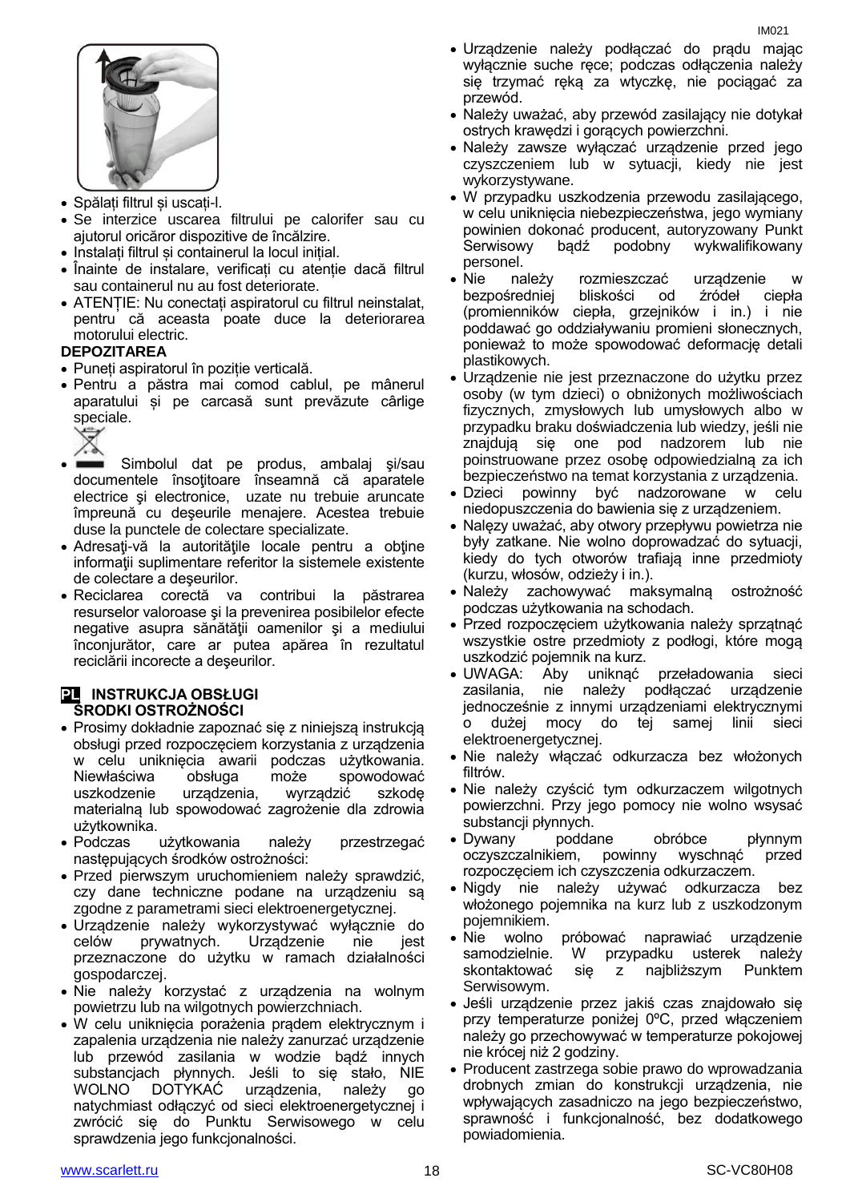- Spălați filtrul și uscați-l.
- Se interzice uscarea filtrului pe calorifer sau cu ajutorul oricăror dispozitive de încălzire.
- Instalați filtrul și containerul la locul inițial.
- Înainte de instalare, verificați cu atenție dacă filtrul sau containerul nu au fost deteriorate.
- ATENȚIE: Nu conectați aspiratorul cu filtrul neinstalat, pentru că aceasta poate duce la deteriorarea motorului electric.

**DEPOZITAREA**

- Puneți aspiratorul în poziție verticală.
- Pentru a păstra mai comod cablul, pe mânerul aparatului și pe carcasă sunt prevăzute cârlige speciale.
- Simbolul dat pe produs, ambalaj şi/sau documentele însoţitoare înseamnă că aparatele electrice şi electronice, uzate nu trebuie aruncate împreună cu deşeurile menajere. Acestea trebuie duse la punctele de colectare specializate.
- Adresaţi-vă la autorităţile locale pentru a obţine informaţii suplimentare referitor la sistemele existente de colectare a deşeurilor.
- Reciclarea corectă va contribui la păstrarea resurselor valoroase şi la prevenirea posibilelor efecte negative asupra sănătăţii oamenilor şi a mediului înconjurător, care ar putea apărea în rezultatul reciclării incorecte a deşeurilor.

## PL INSTRUKCJA OBSŁUGI

**ŚRODKI OSTROŻNOŚCI**

- Prosimy dokładnie zapoznać się z niniejszą instrukcją obsługi przed rozpoczęciem korzystania z urządzenia w celu uniknięcia awarii podczas użytkowania. Niewłaściwa obsługa może spowodować uszkodzenie urządzenia, wyrządzić szkodę materialną lub spowodować zagrożenie dla zdrowia użytkownika.
- Podczas użytkowania należy przestrzegać następujących środków ostrożności:
- Przed pierwszym uruchomieniem należy sprawdzić, czy dane techniczne podane na urządzeniu są zgodne z parametrami sieci elektroenergetycznej.
- Urządzenie należy wykorzystywać wyłącznie do celów prywatnych. Urządzenie nie jest przeznaczone do użytku w ramach działalności gospodarczej.
- Nie należy korzystać z urządzenia na wolnym powietrzu lub na wilgotnych powierzchniach.
- W celu uniknięcia porażenia prądem elektrycznym i zapalenia urządzenia nie należy zanurzać urządzenie lub przewód zasilania w wodzie bądź innych substancjach płynnych. Jeśli to się stało, NIE WOLNO DOTYKAĆ urządzenia, należy go natychmiast odłączyć od sieci elektroenergetycznej i zwrócić się do Punktu Serwisowego w celu sprawdzenia jego funkcjonalności.
- Urządzenie należy podłączać do prądu mając wyłącznie suche ręce; podczas odłączenia należy się trzymać ręką za wtyczkę, nie pociągać za przewód.
- Należy uważać, aby przewód zasilający nie dotykał ostrych krawędzi i gorących powierzchni.
- Należy zawsze wyłączać urządzenie przed jego czyszczeniem lub w sytuacji, kiedy nie jest wykorzystywane.
- W przypadku uszkodzenia przewodu zasilającego, w celu uniknięcia niebezpieczeństwa, jego wymiany powinien dokonać producent, autoryzowany Punkt Serwisowy bądź podobny wykwalifikowany personel.
- Nie należy rozmieszczać urządzenie w bezpośredniej bliskości od źródeł ciepła (promienników ciepła, grzejników i in.) i nie poddawać go oddziaływaniu promieni słonecznych, ponieważ to może spowodować deformację detali plastikowych.
- Urządzenie nie jest przeznaczone do użytku przez osoby (w tym dzieci) o obniżonych możliwościach fizycznych, zmysłowych lub umysłowych albo w przypadku braku doświadczenia lub wiedzy, jeśli nie znajdują się one pod nadzorem lub nie poinstruowane przez osobę odpowiedzialną za ich bezpieczeństwo na temat korzystania z urządzenia.
- Dzieci powinny być nadzorowane w celu niedopuszczenia do bawienia się z urządzeniem.
- Nalęzy uważać, aby otwory przepływu powietrza nie były zatkane. Nie wolno doprowadzać do sytuacji, kiedy do tych otworów trafiają inne przedmioty (kurzu, włosów, odzieży i in.).
- Należy zachowywać maksymalną ostrożność podczas użytkowania na schodach.
- Przed rozpoczęciem użytkowania należy sprzątnąć wszystkie ostre przedmioty z podłogi, które mogą uszkodzić pojemnik na kurz.
- UWAGA: Aby uniknąć przeładowania sieci zasilania, nie należy podłączać urządzenie jednocześnie z innymi urządzeniami elektrycznymi o dużej mocy do tej samej linii sieci elektroenergetycznej.
- Nie należy włączać odkurzacza bez włożonych filtrów.
- Nie należy czyścić tym odkurzaczem wilgotnych powierzchni. Przy jego pomocy nie wolno wsysać substancji płynnych.
- Dywany poddane obróbce płynnym oczyszczalnikiem, powinny wyschnąć przed rozpoczęciem ich czyszczenia odkurzaczem.
- Nigdy nie należy używać odkurzacza bez włożonego pojemnika na kurz lub z uszkodzonym pojemnikiem.
- Nie wolno próbować naprawiać urządzenie samodzielnie. W przypadku usterek należy skontaktować się z najbliższym Punktem Serwisowym.
- Jeśli urządzenie przez jakiś czas znajdowało się przy temperaturze poniżej 0ºC, przed włączeniem należy go przechowywać w temperaturze pokojowej nie krócej niż 2 godziny.
- Producent zastrzega sobie prawo do wprowadzania drobnych zmian do konstrukcji urządzenia, nie wpływających zasadniczo na jego bezpieczeństwo, sprawność i funkcjonalność, bez dodatkowego powiadomienia.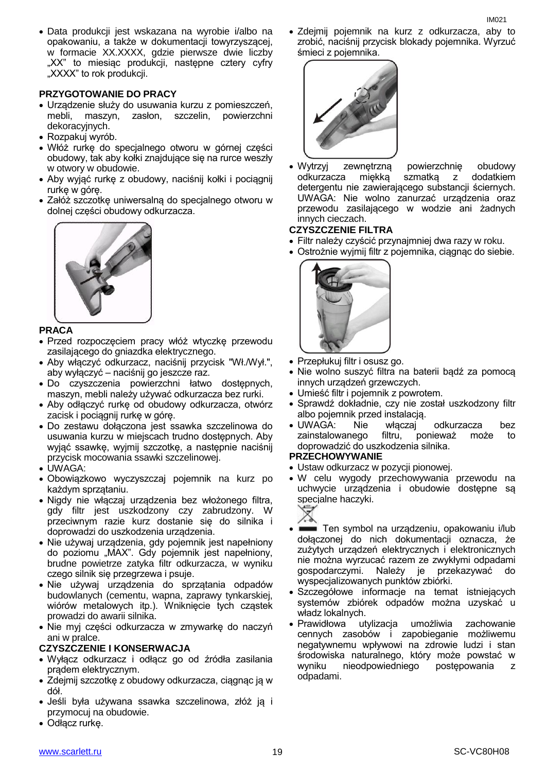- Data produkcji jest wskazana na wyrobie i/albo na opakowaniu, a także w dokumentacji towyrzyszącej, w formacie XX.XXXX, gdzie pierwsze dwie liczby „XX" to miesiąc produkcji, następne cztery cyfry „XXXX" to rok produkcji.

**PRZYGOTOWANIE DO PRACY**

- Urządzenie służy do usuwania kurzu z pomieszczeń, mebli, maszyn, zasłon, szczelin, powierzchni dekoracyjnych.
- Rozpakuj wyrób.
- Włóż rurkę do specjalnego otworu w górnej części obudowy, tak aby kołki znajdujące się na rurce weszły w otwory w obudowie.
- Aby wyjąć rurkę z obudowy, naciśnij kołki i pociągnij rurkę w górę.
- Załóż szczotkę uniwersalną do specjalnego otworu w dolnej części obudowy odkurzacza.

**PRACA**

- Przed rozpoczęciem pracy włóż wtyczkę przewodu zasilającego do gniazdka elektrycznego.
- Aby włączyć odkurzacz, naciśnij przycisk "Wł./Wył.", aby wyłączyć – naciśnij go jeszcze raz.
- Do czyszczenia powierzchni łatwo dostępnych, maszyn, mebli należy używać odkurzacza bez rurki.
- Aby odłączyć rurkę od obudowy odkurzacza, otwórz zacisk i pociągnij rurkę w górę.
- Do zestawu dołączona jest ssawka szczelinowa do usuwania kurzu w miejscach trudno dostępnych. Aby wyjąć ssawkę, wyjmij szczotkę, a następnie naciśnij przycisk mocowania ssawki szczelinowej.
- UWAGA:
- Obowiązkowo wyczyszczaj pojemnik na kurz po każdym sprzątaniu.
- Nigdy nie włączaj urządzenia bez włożonego filtra, gdy filtr jest uszkodzony czy zabrudzony. W przeciwnym razie kurz dostanie się do silnika i doprowadzi do uszkodzenia urządzenia.
- Nie używaj urządzenia, gdy pojemnik jest napełniony do poziomu „MAX". Gdy pojemnik jest napełniony, brudne powietrze zatyka filtr odkurzacza, w wyniku czego silnik się przegrzewa i psuje.
- Nie używaj urządzenia do sprzątania odpadów budowlanych (cementu, wapna, zaprawy tynkarskiej, wiórów metalowych itp.). Wniknięcie tych cząstek prowadzi do awarii silnika.
- Nie myj części odkurzacza w zmywarkę do naczyń ani w pralce.

**CZYSZCZENIE I KONSERWACJA**

- Wyłącz odkurzacz i odłącz go od źródła zasilania prądem elektrycznym.
- Zdejmij szczotkę z obudowy odkurzacza, ciągnąc ją w dół.
- Jeśli była używana ssawka szczelinowa, złóż ją i przymocuj na obudowie.
- Odłącz rurkę.
- Zdejmij pojemnik na kurz z odkurzacza, aby to zrobić, naciśnij przycisk blokady pojemnika. Wyrzuć śmieci z pojemnika.
- Wytrzyj zewnętrzną powierzchnię obudowy odkurzacza miękką szmatką z dodatkiem detergentu nie zawierającego substancji ściernych. UWAGA: Nie wolno zanurzać urządzenia oraz przewodu zasilającego w wodzie ani żadnych innych cieczach.

**CZYSZCZENIE FILTRA**

- Filtr należy czyścić przynajmniej dwa razy w roku.
- Ostrożnie wyjmij filtr z pojemnika, ciągnąc do siebie.
- Przepłukuj filtr i osusz go.
- Nie wolno suszyć filtra na baterii bądź za pomocą innych urządzeń grzewczych.
- Umieść filtr i pojemnik z powrotem.
- Sprawdź dokładnie, czy nie został uszkodzony filtr albo pojemnik przed instalacją.
- UWAGA: Nie włączaj odkurzacza bez zainstalowanego filtru, ponieważ może to doprowadzić do uszkodzenia silnika.

**PRZECHOWYWANIE**

- Ustaw odkurzacz w pozycji pionowej.
- W celu wygody przechowywania przewodu na uchwycie urządzenia i obudowie dostępne są specjalne haczyki.
- Ten symbol na urządzeniu, opakowaniu i/lub dołączonej do nich dokumentacji oznacza, że zużytych urządzeń elektrycznych i elektronicznych nie można wyrzucać razem ze zwykłymi odpadami gospodarczymi. Należy je przekazywać do wyspecjalizowanych punktów zbiórki.
- Szczegółowe informacje na temat istniejących systemów zbiórek odpadów można uzyskać u władz lokalnych.
- Prawidłowa utylizacja umożliwia zachowanie cennych zasobów i zapobieganie możliwemu negatywnemu wpływowi na zdrowie ludzi i stan środowiska naturalnego, który może powstać w wyniku nieodpowiedniego postępowania z odpadami.